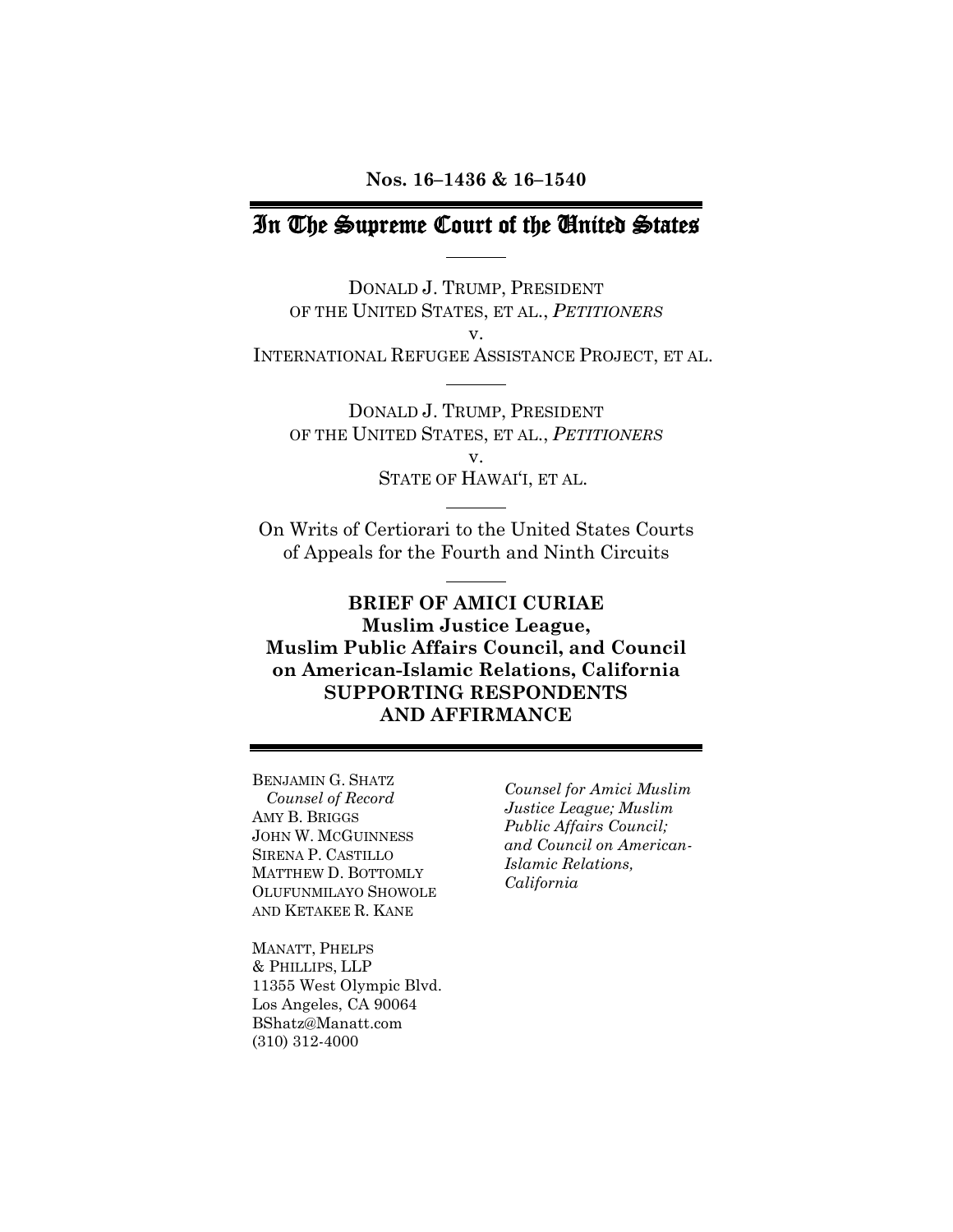**Nos. 16–1436 & 16–1540**

# In The Supreme Court of the United States

DONALD J. TRUMP, PRESIDENT OF THE UNITED STATES, ET AL., *PETITIONERS*

v.

INTERNATIONAL REFUGEE ASSISTANCE PROJECT, ET AL.

DONALD J. TRUMP, PRESIDENT OF THE UNITED STATES, ET AL., *PETITIONERS*

v.

STATE OF HAWAIʻI, ET AL.

On Writs of Certiorari to the United States Courts of Appeals for the Fourth and Ninth Circuits

**BRIEF OF AMICI CURIAE**
**Muslim Justice League,**
**Muslim Public Affairs Council, and Council on American-Islamic Relations, California**
**SUPPORTING RESPONDENTS AND AFFIRMANCE**

BENJAMIN G. SHATZ
*Counsel of Record*
AMY B. BRIGGS
JOHN W. MCGUINNESS
SIRENA P. CASTILLO
MATTHEW D. BOTTOMLY
OLUFUNMILAYO SHOWOLE
AND KETAKEE R. KANE

MANATT, PHELPS & PHILLIPS, LLP
11355 West Olympic Blvd.
Los Angeles, CA 90064
BShatz@Manatt.com
(310) 312-4000

*Counsel for Amici Muslim Justice League; Muslim Public Affairs Council; and Council on American-Islamic Relations, California*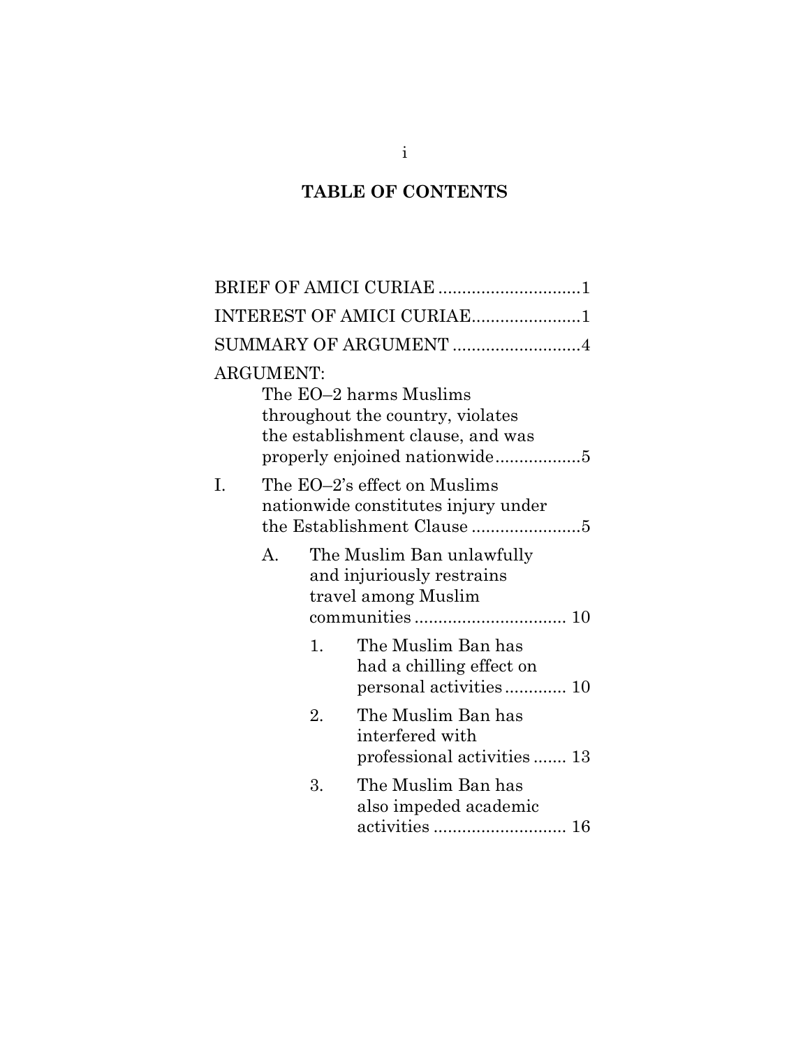## TABLE OF CONTENTS

BRIEF OF AMICI CURIAE .............................1

INTEREST OF AMICI CURIAE.......................1

SUMMARY OF ARGUMENT ...........................4

ARGUMENT:

- The EO–2 harms Muslims throughout the country, violates the establishment clause, and was properly enjoined nationwide..................5

- I. The EO–2's effect on Muslims nationwide constitutes injury under the Establishment Clause .......................5
  - A. The Muslim Ban unlawfully and injuriously restrains travel among Muslim communities ................................ 10
    - 1. The Muslim Ban has had a chilling effect on personal activities............. 10
    - 2. The Muslim Ban has interfered with professional activities ....... 13
    - 3. The Muslim Ban has also impeded academic activities ............................ 16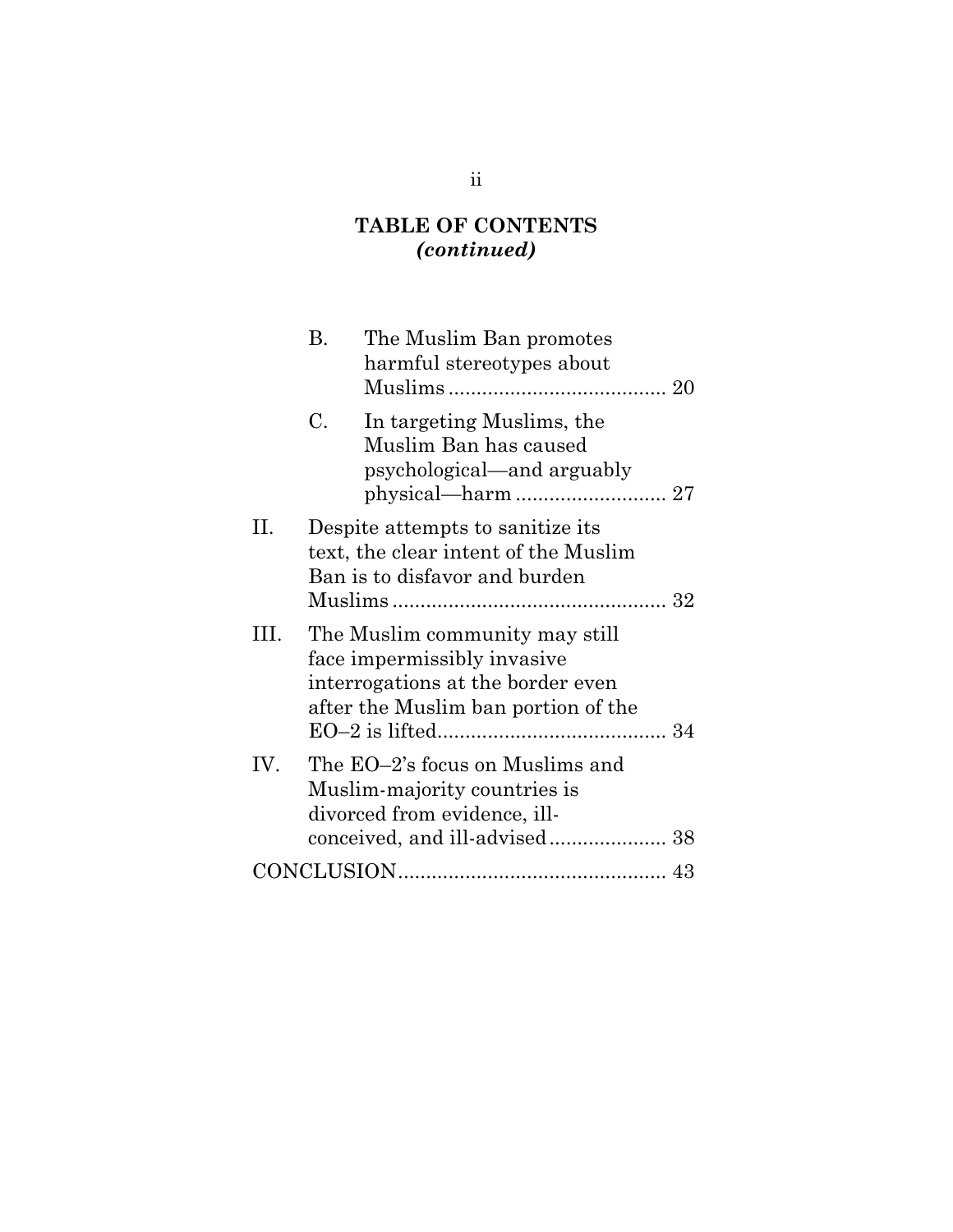## TABLE OF CONTENTS
*(continued)*

| | | |
|---|---|---|
| B. | The Muslim Ban promotes harmful stereotypes about Muslims | 20 |
| C. | In targeting Muslims, the Muslim Ban has caused psychological—and arguably physical—harm | 27 |
| II. | Despite attempts to sanitize its text, the clear intent of the Muslim Ban is to disfavor and burden Muslims | 32 |
| III. | The Muslim community may still face impermissibly invasive interrogations at the border even after the Muslim ban portion of the EO–2 is lifted | 34 |
| IV. | The EO–2's focus on Muslims and Muslim-majority countries is divorced from evidence, ill-conceived, and ill-advised | 38 |
| CONCLUSION | | 43 |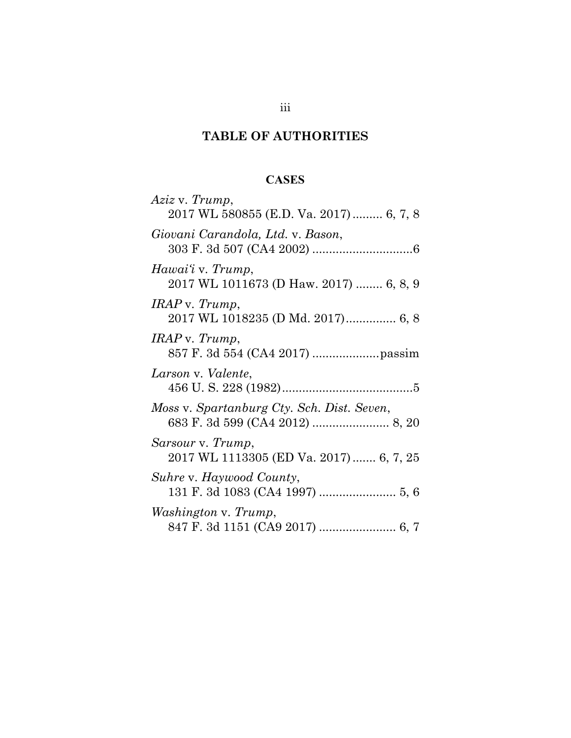# TABLE OF AUTHORITIES

## CASES

*Aziz* v. *Trump*,
2017 WL 580855 (E.D. Va. 2017) ......... 6, 7, 8

*Giovani Carandola, Ltd.* v. *Bason*,
303 F. 3d 507 (CA4 2002) ..............................6

*Hawai'i* v. *Trump*,
2017 WL 1011673 (D Haw. 2017) ........ 6, 8, 9

*IRAP* v. *Trump*,
2017 WL 1018235 (D Md. 2017)............... 6, 8

*IRAP* v. *Trump*,
857 F. 3d 554 (CA4 2017) ....................passim

*Larson* v. *Valente*,
456 U. S. 228 (1982).......................................5

*Moss* v. *Spartanburg Cty. Sch. Dist. Seven*,
683 F. 3d 599 (CA4 2012) ....................... 8, 20

*Sarsour* v. *Trump*,
2017 WL 1113305 (ED Va. 2017) ....... 6, 7, 25

*Suhre* v. *Haywood County*,
131 F. 3d 1083 (CA4 1997) ....................... 5, 6

*Washington* v. *Trump*,
847 F. 3d 1151 (CA9 2017) ....................... 6, 7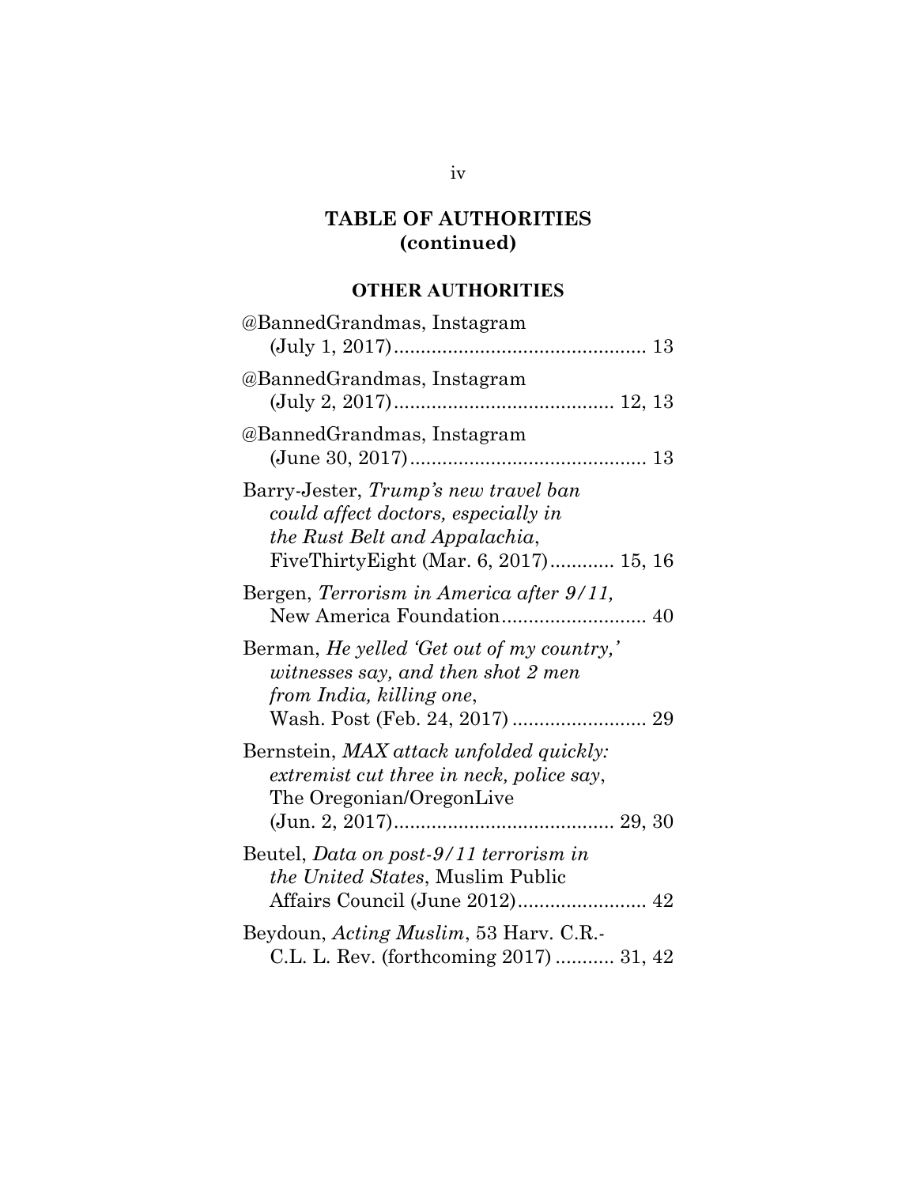# TABLE OF AUTHORITIES (continued)

## OTHER AUTHORITIES

@BannedGrandmas, Instagram (July 1, 2017).............................................. 13

@BannedGrandmas, Instagram (July 2, 2017)........................................ 12, 13

@BannedGrandmas, Instagram (June 30, 2017)........................................... 13

Barry-Jester, *Trump's new travel ban could affect doctors, especially in the Rust Belt and Appalachia*, FiveThirtyEight (Mar. 6, 2017)............ 15, 16

Bergen, *Terrorism in America after 9/11,* New America Foundation........................... 40

Berman, *He yelled 'Get out of my country,' witnesses say, and then shot 2 men from India, killing one*, Wash. Post (Feb. 24, 2017) ......................... 29

Bernstein, *MAX attack unfolded quickly: extremist cut three in neck, police say*, The Oregonian/OregonLive (Jun. 2, 2017)........................................ 29, 30

Beutel, *Data on post-9/11 terrorism in the United States*, Muslim Public Affairs Council (June 2012)........................ 42

Beydoun, *Acting Muslim*, 53 Harv. C.R.-C.L. L. Rev. (forthcoming 2017) ........... 31, 42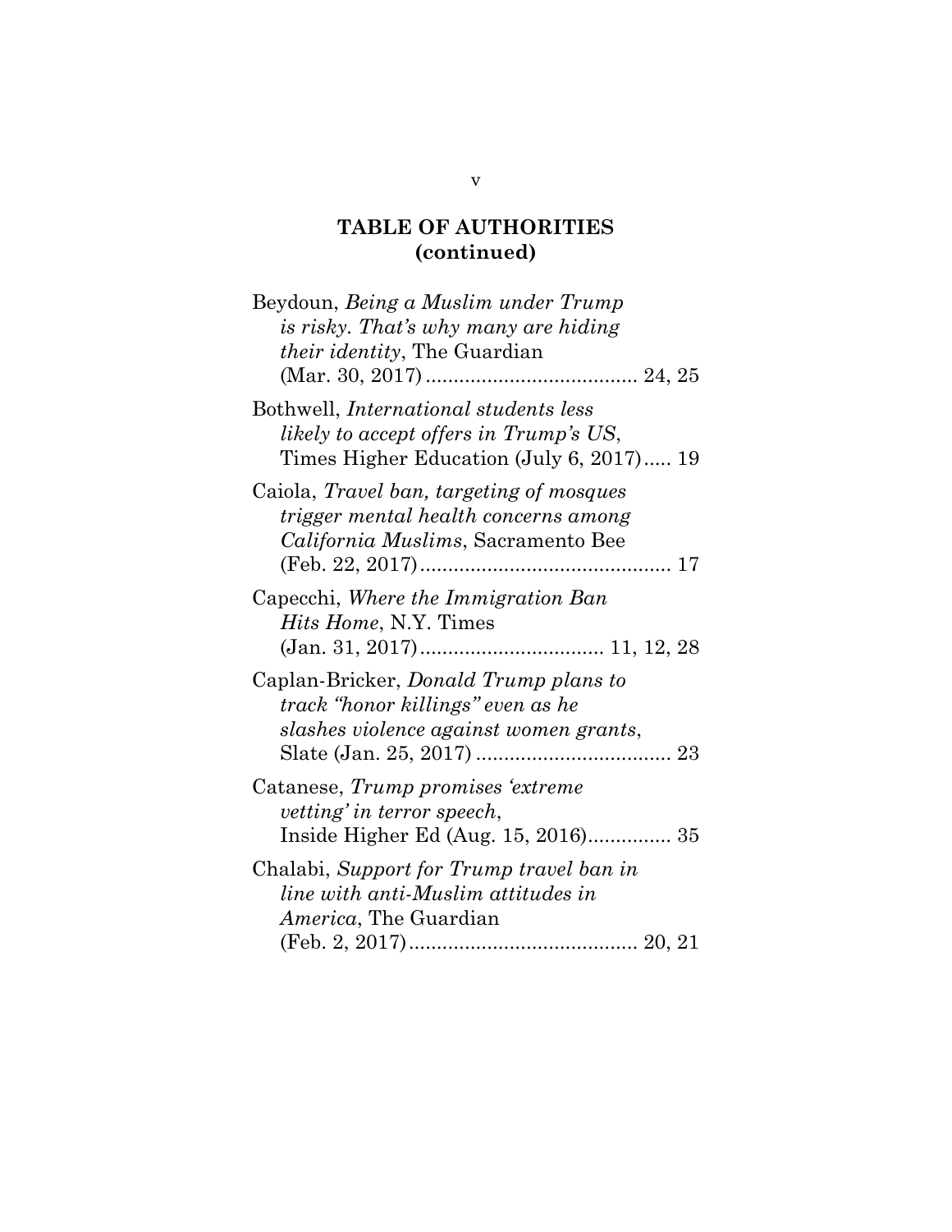## TABLE OF AUTHORITIES (continued)

Beydoun, *Being a Muslim under Trump is risky. That's why many are hiding their identity*, The Guardian (Mar. 30, 2017) ...................................... 24, 25

Bothwell, *International students less likely to accept offers in Trump's US*, Times Higher Education (July 6, 2017)..... 19

Caiola, *Travel ban, targeting of mosques trigger mental health concerns among California Muslims*, Sacramento Bee (Feb. 22, 2017)............................................ 17

Capecchi, *Where the Immigration Ban Hits Home*, N.Y. Times (Jan. 31, 2017)................................ 11, 12, 28

Caplan-Bricker, *Donald Trump plans to track "honor killings" even as he slashes violence against women grants*, Slate (Jan. 25, 2017) ................................... 23

Catanese, *Trump promises 'extreme vetting' in terror speech*, Inside Higher Ed (Aug. 15, 2016)............... 35

Chalabi, *Support for Trump travel ban in line with anti-Muslim attitudes in America*, The Guardian (Feb. 2, 2017)......................................... 20, 21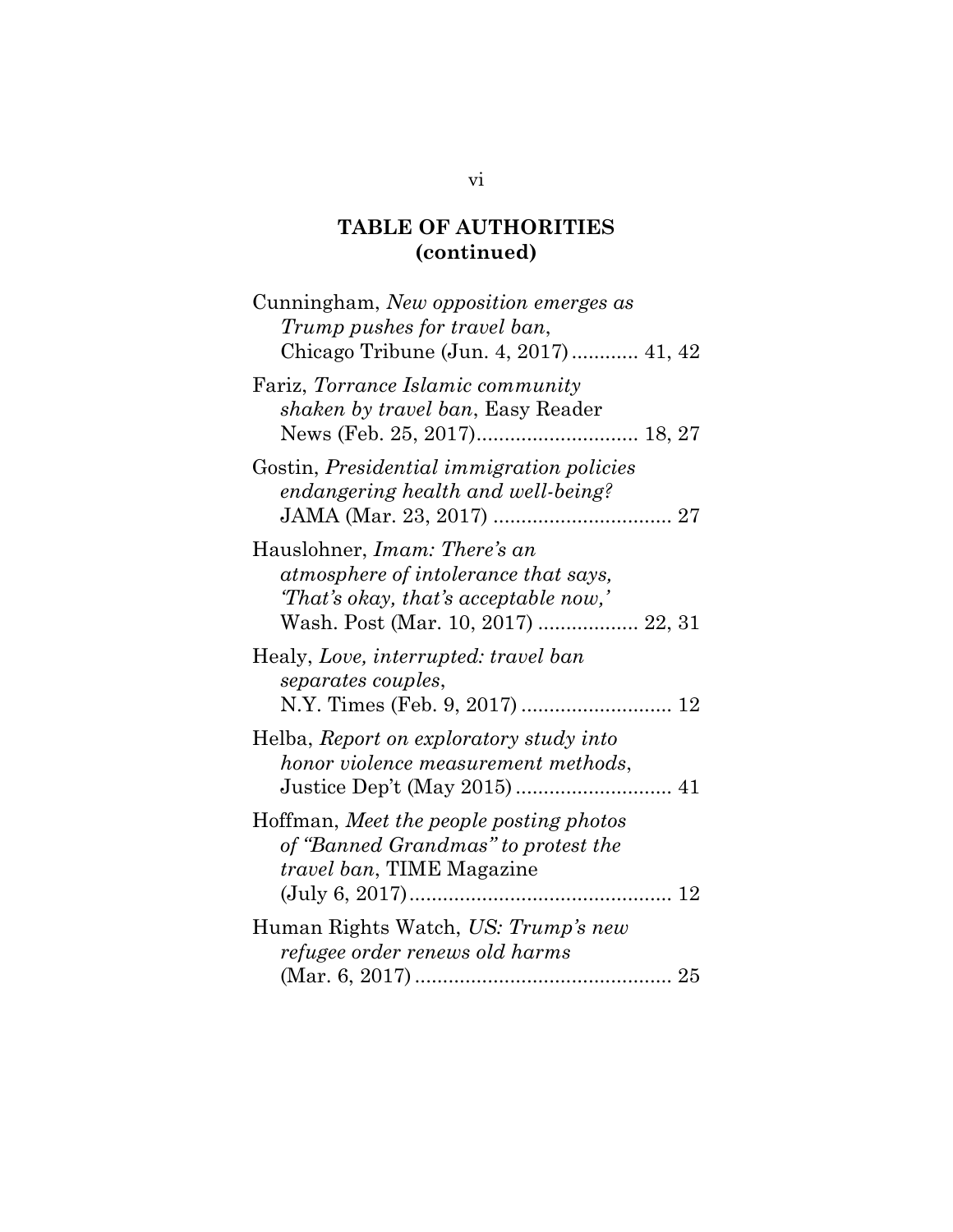**TABLE OF AUTHORITIES (continued)**

Cunningham, *New opposition emerges as Trump pushes for travel ban*, Chicago Tribune (Jun. 4, 2017) ............ 41, 42

Fariz, *Torrance Islamic community shaken by travel ban*, Easy Reader News (Feb. 25, 2017)............................ 18, 27

Gostin, *Presidential immigration policies endangering health and well-being?* JAMA (Mar. 23, 2017) ................................ 27

Hauslohner, *Imam: There's an atmosphere of intolerance that says, 'That's okay, that's acceptable now,'* Wash. Post (Mar. 10, 2017) .................. 22, 31

Healy, *Love, interrupted: travel ban separates couples*, N.Y. Times (Feb. 9, 2017) ........................... 12

Helba, *Report on exploratory study into honor violence measurement methods*, Justice Dep't (May 2015) ............................ 41

Hoffman, *Meet the people posting photos of "Banned Grandmas" to protest the travel ban*, TIME Magazine (July 6, 2017)............................................... 12

Human Rights Watch, *US: Trump's new refugee order renews old harms* (Mar. 6, 2017) .............................................. 25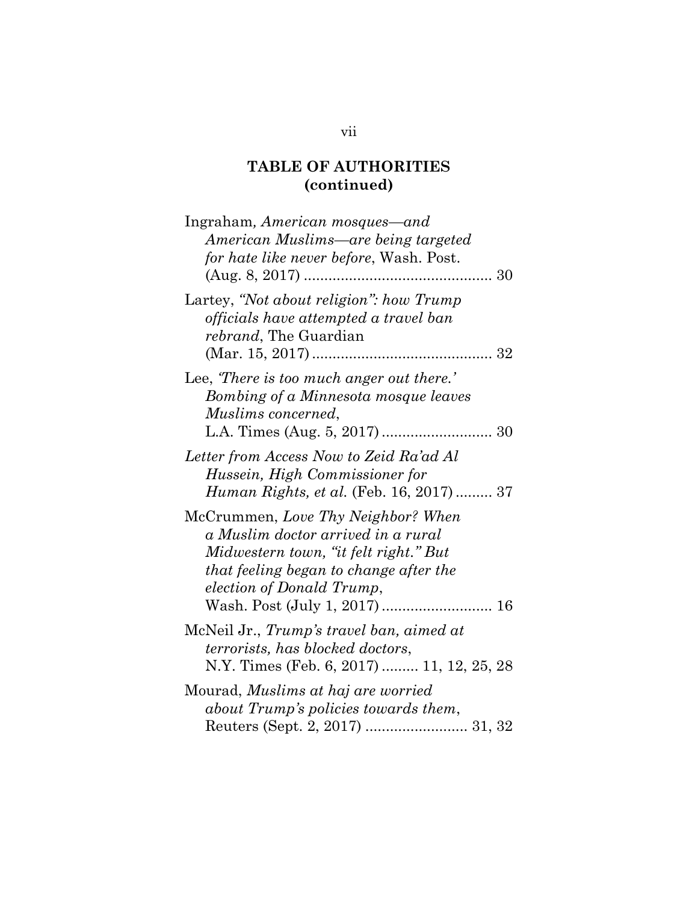## TABLE OF AUTHORITIES (continued)

Ingraham, *American mosques—and American Muslims—are being targeted for hate like never before*, Wash. Post. (Aug. 8, 2017) .............................................. 30

Lartey, *"Not about religion": how Trump officials have attempted a travel ban rebrand*, The Guardian (Mar. 15, 2017) ............................................ 32

Lee, *'There is too much anger out there.' Bombing of a Minnesota mosque leaves Muslims concerned*, L.A. Times (Aug. 5, 2017) ........................... 30

*Letter from Access Now to Zeid Ra'ad Al Hussein, High Commissioner for Human Rights, et al.* (Feb. 16, 2017) ......... 37

McCrummen, *Love Thy Neighbor? When a Muslim doctor arrived in a rural Midwestern town, "it felt right." But that feeling began to change after the election of Donald Trump*, Wash. Post (July 1, 2017) ........................... 16

McNeil Jr., *Trump's travel ban, aimed at terrorists, has blocked doctors*, N.Y. Times (Feb. 6, 2017) ......... 11, 12, 25, 28

Mourad, *Muslims at haj are worried about Trump's policies towards them*, Reuters (Sept. 2, 2017) ......................... 31, 32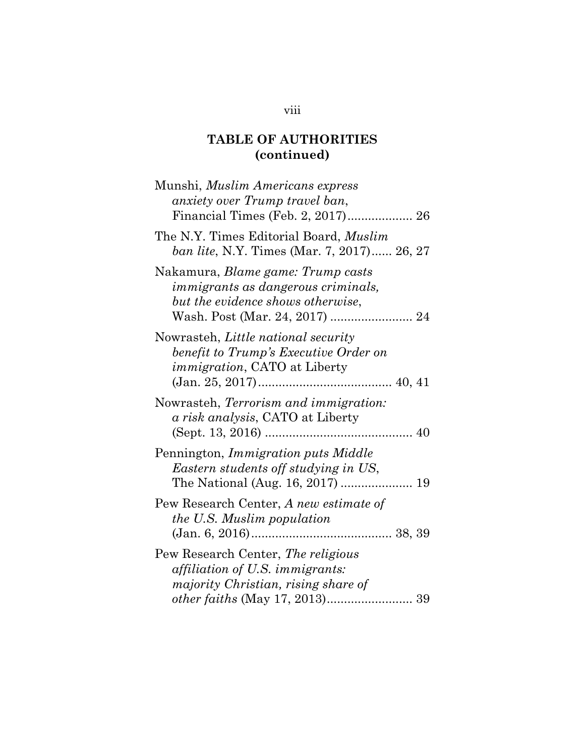## TABLE OF AUTHORITIES (continued)

Munshi, *Muslim Americans express anxiety over Trump travel ban*, Financial Times (Feb. 2, 2017)................... 26

The N.Y. Times Editorial Board, *Muslim ban lite*, N.Y. Times (Mar. 7, 2017)...... 26, 27

Nakamura, *Blame game: Trump casts immigrants as dangerous criminals, but the evidence shows otherwise*, Wash. Post (Mar. 24, 2017) ........................ 24

Nowrasteh, *Little national security benefit to Trump's Executive Order on immigration*, CATO at Liberty (Jan. 25, 2017)....................................... 40, 41

Nowrasteh, *Terrorism and immigration: a risk analysis*, CATO at Liberty (Sept. 13, 2016) ........................................... 40

Pennington, *Immigration puts Middle Eastern students off studying in US*, The National (Aug. 16, 2017) ..................... 19

Pew Research Center, *A new estimate of the U.S. Muslim population* (Jan. 6, 2016)......................................... 38, 39

Pew Research Center, *The religious affiliation of U.S. immigrants: majority Christian, rising share of other faiths* (May 17, 2013)......................... 39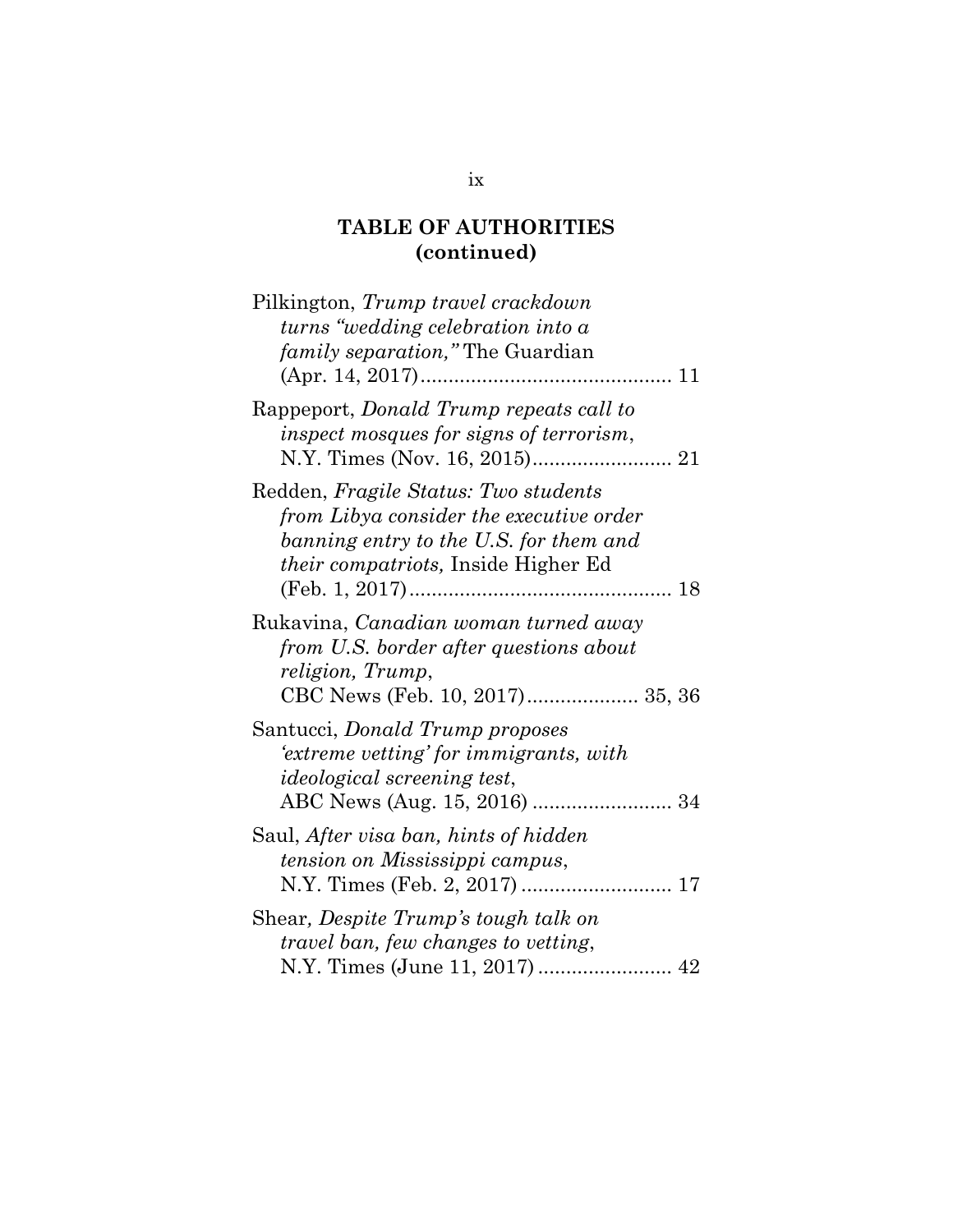## TABLE OF AUTHORITIES (continued)

Pilkington, *Trump travel crackdown turns "wedding celebration into a family separation,"* The Guardian (Apr. 14, 2017)............................................. 11

Rappeport, *Donald Trump repeats call to inspect mosques for signs of terrorism*, N.Y. Times (Nov. 16, 2015)......................... 21

Redden, *Fragile Status: Two students from Libya consider the executive order banning entry to the U.S. for them and their compatriots,* Inside Higher Ed (Feb. 1, 2017)............................................... 18

Rukavina, *Canadian woman turned away from U.S. border after questions about religion, Trump*, CBC News (Feb. 10, 2017).................... 35, 36

Santucci, *Donald Trump proposes 'extreme vetting' for immigrants, with ideological screening test*, ABC News (Aug. 15, 2016) ......................... 34

Saul, *After visa ban, hints of hidden tension on Mississippi campus*, N.Y. Times (Feb. 2, 2017) ........................... 17

Shear*, Despite Trump's tough talk on travel ban, few changes to vetting*, N.Y. Times (June 11, 2017) ........................ 42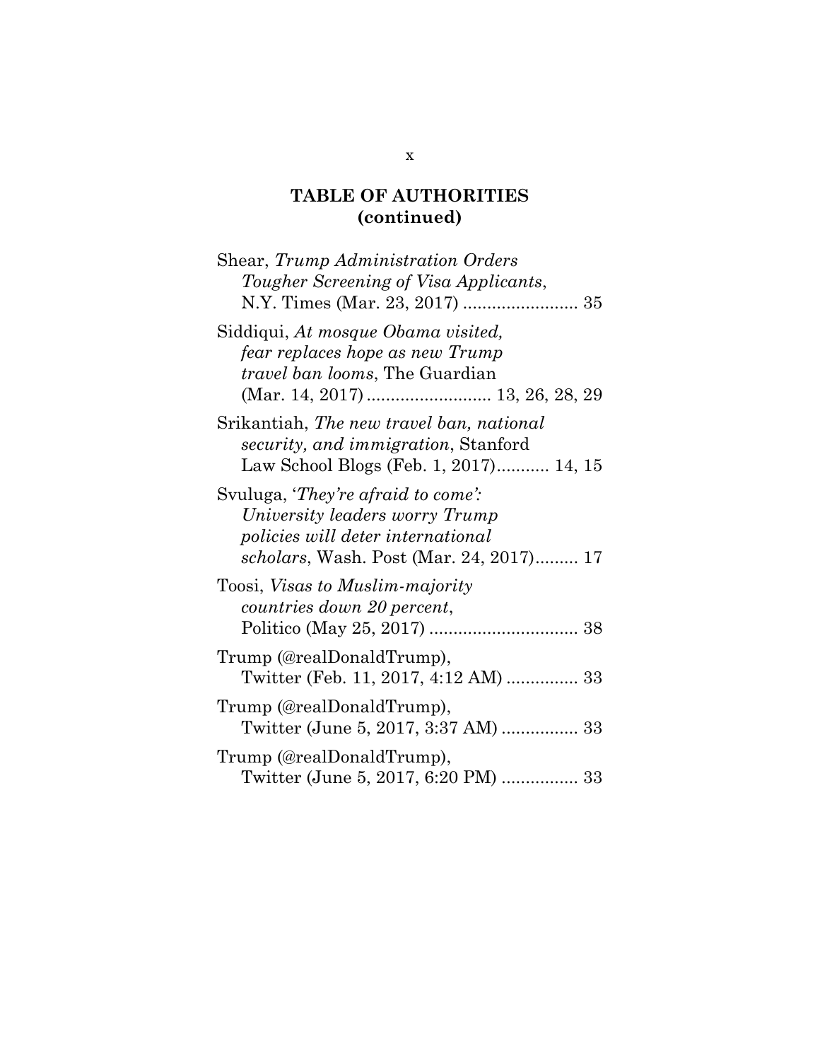## TABLE OF AUTHORITIES (continued)

Shear, *Trump Administration Orders Tougher Screening of Visa Applicants*, N.Y. Times (Mar. 23, 2017) ........................ 35

Siddiqui, *At mosque Obama visited, fear replaces hope as new Trump travel ban looms*, The Guardian (Mar. 14, 2017) .......................... 13, 26, 28, 29

Srikantiah, *The new travel ban, national security, and immigration*, Stanford Law School Blogs (Feb. 1, 2017)........... 14, 15

Svuluga, '*They're afraid to come': University leaders worry Trump policies will deter international scholars*, Wash. Post (Mar. 24, 2017)......... 17

Toosi, *Visas to Muslim-majority countries down 20 percent*, Politico (May 25, 2017) ............................... 38

Trump (@realDonaldTrump), Twitter (Feb. 11, 2017, 4:12 AM) ............... 33

Trump (@realDonaldTrump), Twitter (June 5, 2017, 3:37 AM) ................ 33

Trump (@realDonaldTrump), Twitter (June 5, 2017, 6:20 PM) ................ 33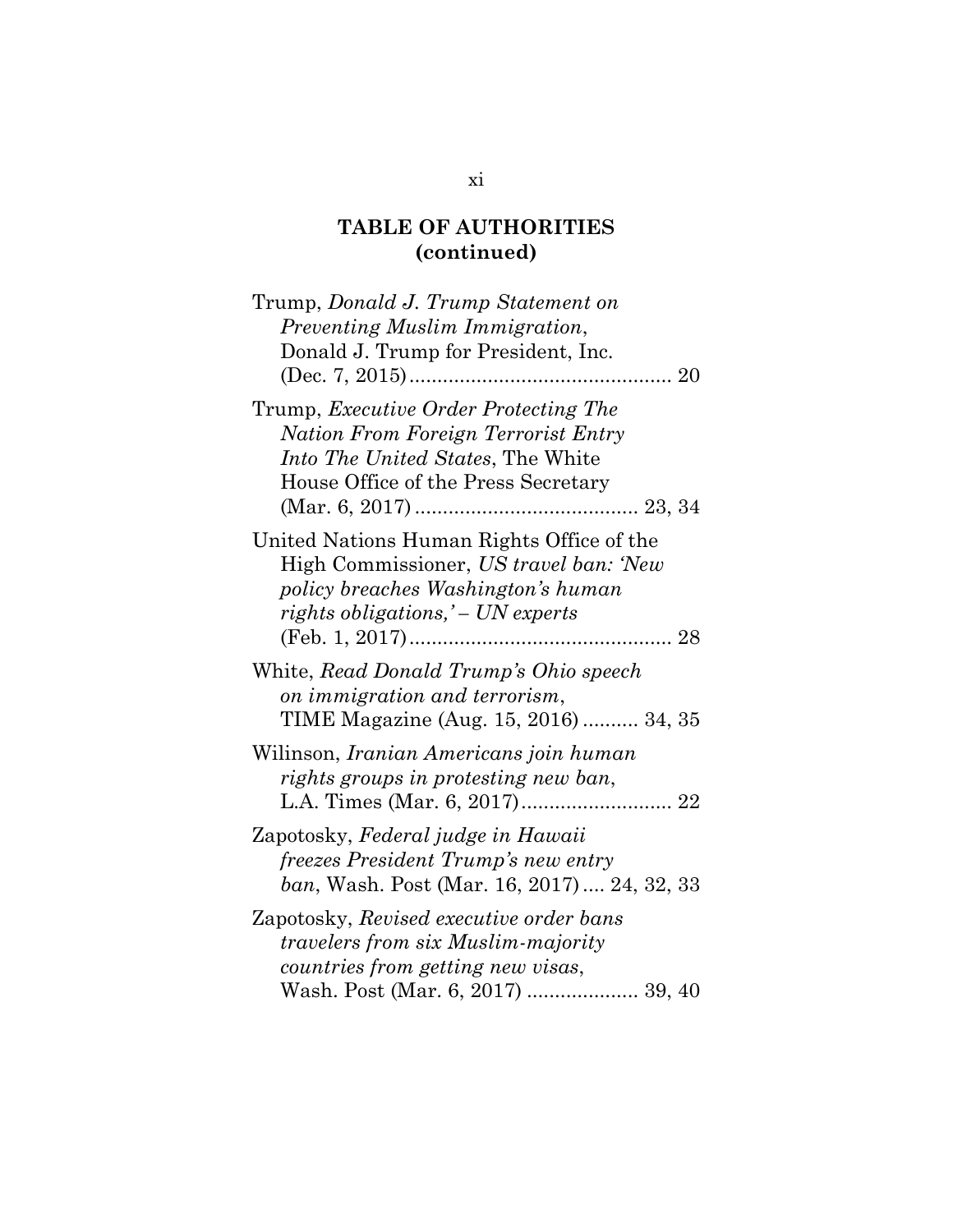## TABLE OF AUTHORITIES (continued)

Trump, *Donald J. Trump Statement on Preventing Muslim Immigration*, Donald J. Trump for President, Inc. (Dec. 7, 2015) ............................................. 20

Trump, *Executive Order Protecting The Nation From Foreign Terrorist Entry Into The United States*, The White House Office of the Press Secretary (Mar. 6, 2017) ....................................... 23, 34

United Nations Human Rights Office of the High Commissioner, *US travel ban: 'New policy breaches Washington's human rights obligations,' – UN experts* (Feb. 1, 2017) ............................................. 28

White, *Read Donald Trump's Ohio speech on immigration and terrorism*, TIME Magazine (Aug. 15, 2016) .......... 34, 35

Wilinson, *Iranian Americans join human rights groups in protesting new ban*, L.A. Times (Mar. 6, 2017) .......................... 22

Zapotosky, *Federal judge in Hawaii freezes President Trump's new entry ban*, Wash. Post (Mar. 16, 2017) .... 24, 32, 33

Zapotosky, *Revised executive order bans travelers from six Muslim-majority countries from getting new visas*, Wash. Post (Mar. 6, 2017) .................... 39, 40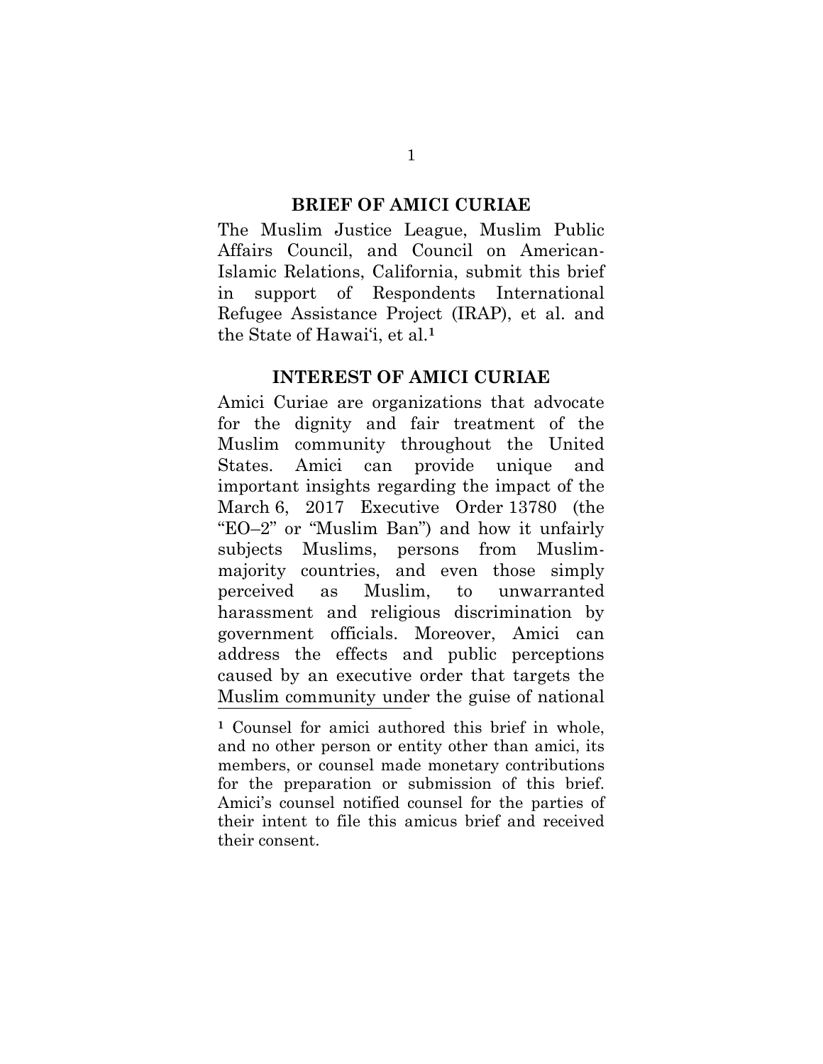## BRIEF OF AMICI CURIAE

The Muslim Justice League, Muslim Public Affairs Council, and Council on American-Islamic Relations, California, submit this brief in support of Respondents International Refugee Assistance Project (IRAP), et al. and the State of Hawai'i, et al.[1]

## INTEREST OF AMICI CURIAE

Amici Curiae are organizations that advocate for the dignity and fair treatment of the Muslim community throughout the United States. Amici can provide unique and important insights regarding the impact of the March 6, 2017 Executive Order 13780 (the "EO–2" or "Muslim Ban") and how it unfairly subjects Muslims, persons from Muslim-majority countries, and even those simply perceived as Muslim, to unwarranted harassment and religious discrimination by government officials. Moreover, Amici can address the effects and public perceptions caused by an executive order that targets the Muslim community under the guise of national

[1] Counsel for amici authored this brief in whole, and no other person or entity other than amici, its members, or counsel made monetary contributions for the preparation or submission of this brief. Amici's counsel notified counsel for the parties of their intent to file this amicus brief and received their consent.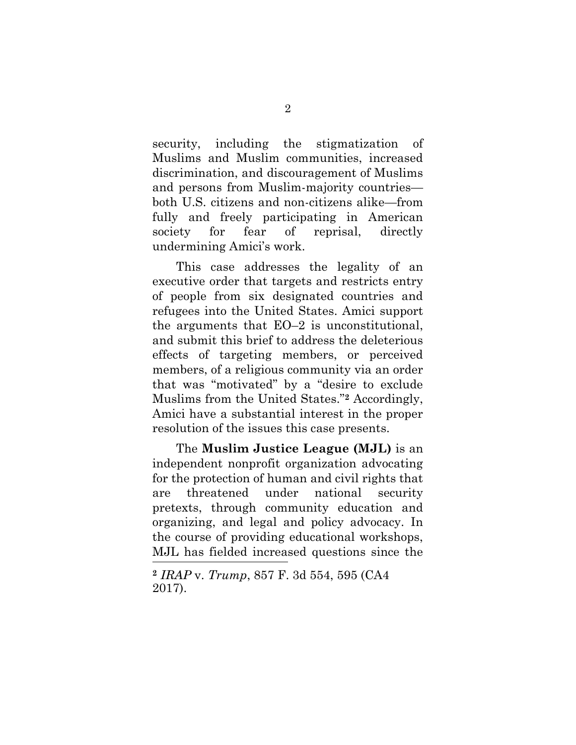security, including the stigmatization of Muslims and Muslim communities, increased discrimination, and discouragement of Muslims and persons from Muslim-majority countries—both U.S. citizens and non-citizens alike—from fully and freely participating in American society for fear of reprisal, directly undermining Amici's work.

This case addresses the legality of an executive order that targets and restricts entry of people from six designated countries and refugees into the United States. Amici support the arguments that EO–2 is unconstitutional, and submit this brief to address the deleterious effects of targeting members, or perceived members, of a religious community via an order that was "motivated" by a "desire to exclude Muslims from the United States."[2] Accordingly, Amici have a substantial interest in the proper resolution of the issues this case presents.

The **Muslim Justice League (MJL)** is an independent nonprofit organization advocating for the protection of human and civil rights that are threatened under national security pretexts, through community education and organizing, and legal and policy advocacy. In the course of providing educational workshops, MJL has fielded increased questions since the

---

[2] *IRAP* v. *Trump*, 857 F. 3d 554, 595 (CA4 2017).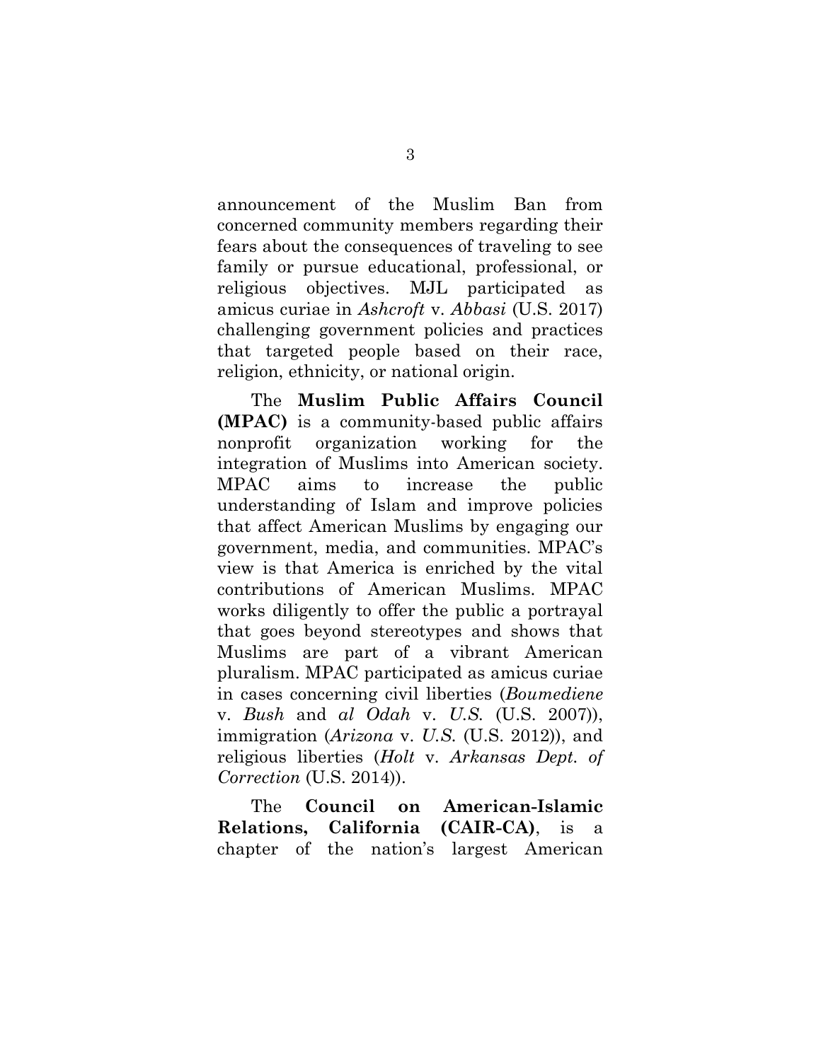announcement of the Muslim Ban from concerned community members regarding their fears about the consequences of traveling to see family or pursue educational, professional, or religious objectives. MJL participated as amicus curiae in *Ashcroft* v. *Abbasi* (U.S. 2017) challenging government policies and practices that targeted people based on their race, religion, ethnicity, or national origin.

The **Muslim Public Affairs Council (MPAC)** is a community-based public affairs nonprofit organization working for the integration of Muslims into American society. MPAC aims to increase the public understanding of Islam and improve policies that affect American Muslims by engaging our government, media, and communities. MPAC's view is that America is enriched by the vital contributions of American Muslims. MPAC works diligently to offer the public a portrayal that goes beyond stereotypes and shows that Muslims are part of a vibrant American pluralism. MPAC participated as amicus curiae in cases concerning civil liberties (*Boumediene* v. *Bush* and *al Odah* v. *U.S.* (U.S. 2007)), immigration (*Arizona* v. *U.S.* (U.S. 2012)), and religious liberties (*Holt* v. *Arkansas Dept. of Correction* (U.S. 2014)).

The **Council on American-Islamic Relations, California (CAIR-CA)**, is a chapter of the nation's largest American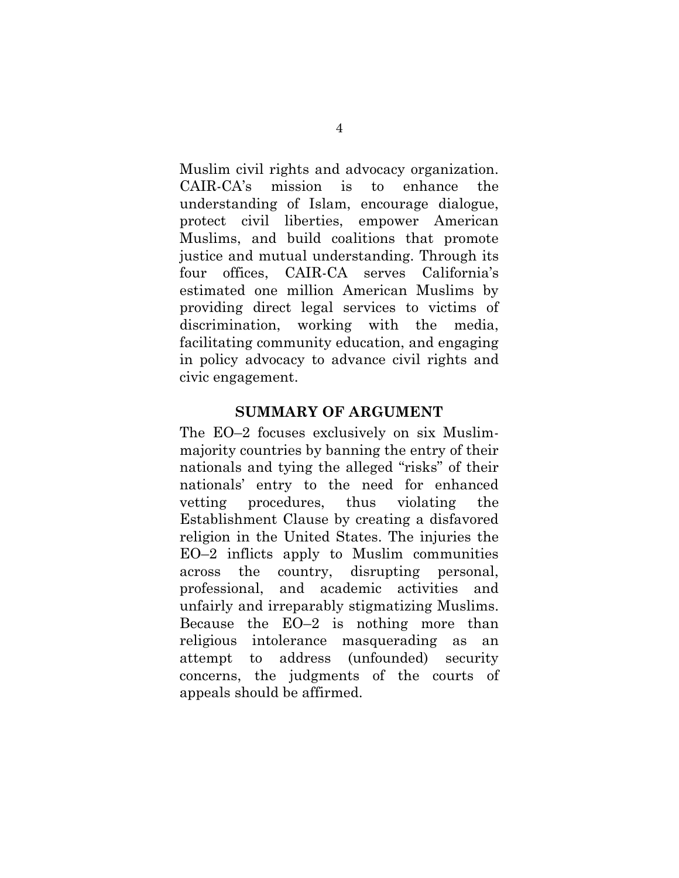Muslim civil rights and advocacy organization. CAIR-CA's mission is to enhance the understanding of Islam, encourage dialogue, protect civil liberties, empower American Muslims, and build coalitions that promote justice and mutual understanding. Through its four offices, CAIR-CA serves California's estimated one million American Muslims by providing direct legal services to victims of discrimination, working with the media, facilitating community education, and engaging in policy advocacy to advance civil rights and civic engagement.

## SUMMARY OF ARGUMENT

The EO–2 focuses exclusively on six Muslim-majority countries by banning the entry of their nationals and tying the alleged "risks" of their nationals' entry to the need for enhanced vetting procedures, thus violating the Establishment Clause by creating a disfavored religion in the United States. The injuries the EO–2 inflicts apply to Muslim communities across the country, disrupting personal, professional, and academic activities and unfairly and irreparably stigmatizing Muslims. Because the EO–2 is nothing more than religious intolerance masquerading as an attempt to address (unfounded) security concerns, the judgments of the courts of appeals should be affirmed.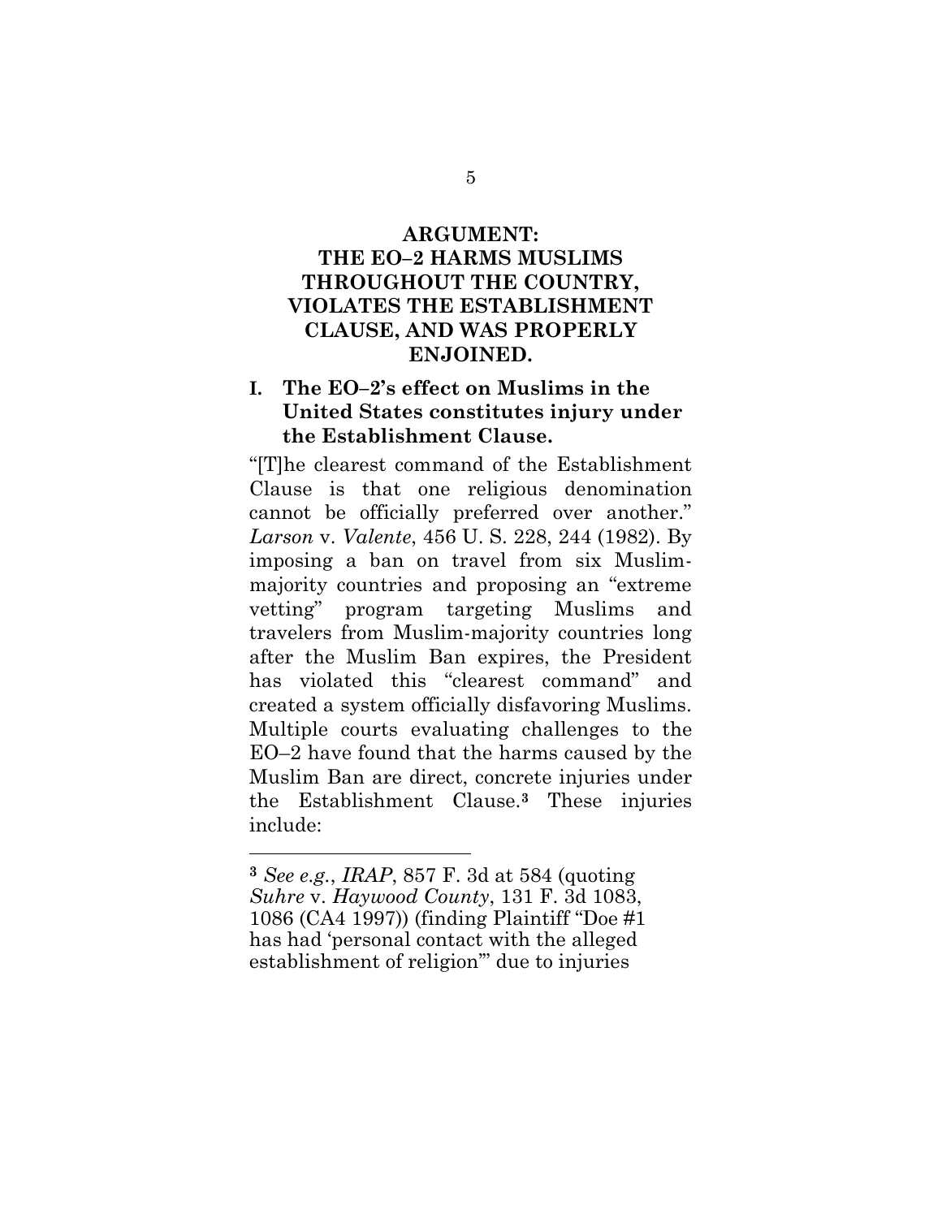## ARGUMENT: THE EO–2 HARMS MUSLIMS THROUGHOUT THE COUNTRY, VIOLATES THE ESTABLISHMENT CLAUSE, AND WAS PROPERLY ENJOINED.

### I. The EO–2's effect on Muslims in the United States constitutes injury under the Establishment Clause.

"[T]he clearest command of the Establishment Clause is that one religious denomination cannot be officially preferred over another." *Larson* v. *Valente*, 456 U. S. 228, 244 (1982). By imposing a ban on travel from six Muslim-majority countries and proposing an "extreme vetting" program targeting Muslims and travelers from Muslim-majority countries long after the Muslim Ban expires, the President has violated this "clearest command" and created a system officially disfavoring Muslims. Multiple courts evaluating challenges to the EO–2 have found that the harms caused by the Muslim Ban are direct, concrete injuries under the Establishment Clause.[3] These injuries include:

---

[3] *See e.g.*, *IRAP*, 857 F. 3d at 584 (quoting *Suhre* v. *Haywood County*, 131 F. 3d 1083, 1086 (CA4 1997)) (finding Plaintiff "Doe #1 has had 'personal contact with the alleged establishment of religion'" due to injuries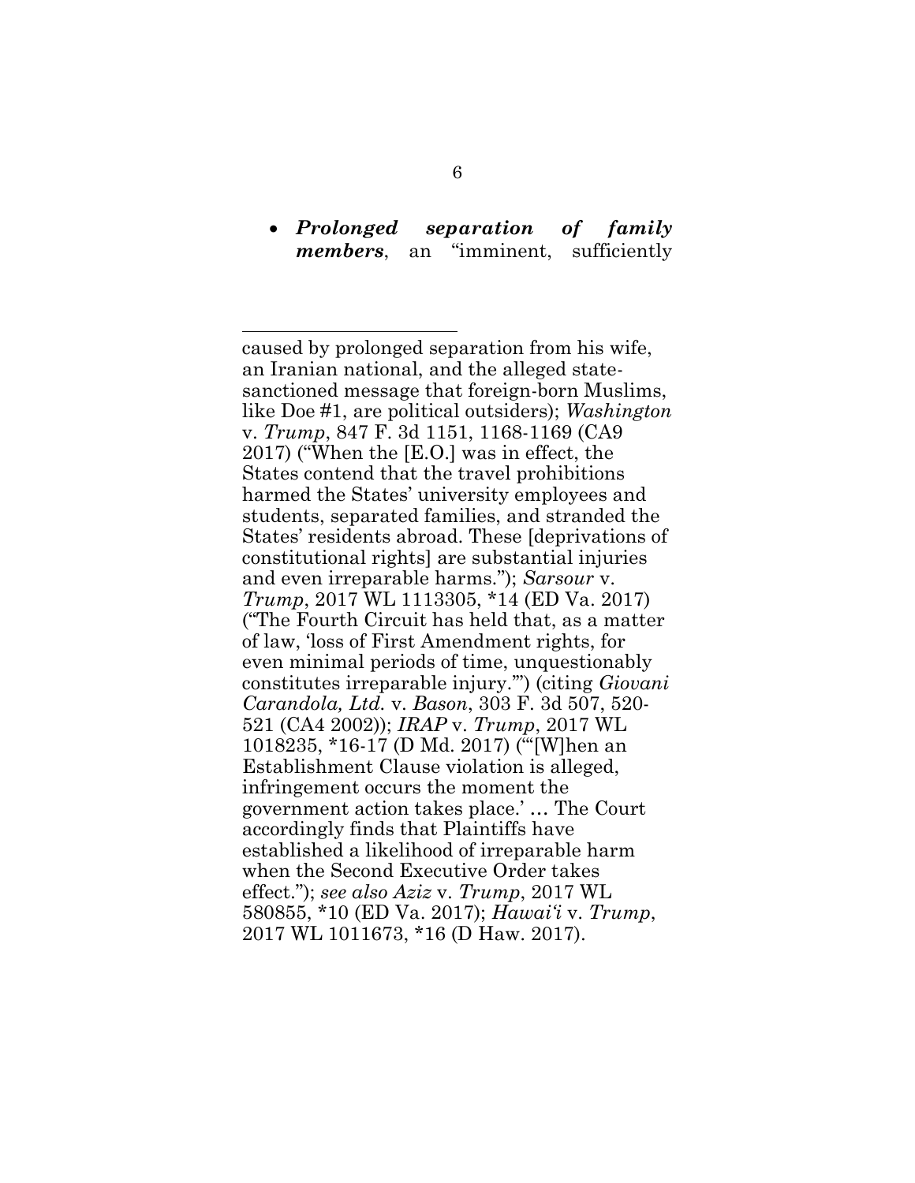- ***Prolonged separation of family members***, an "imminent, sufficiently

---

caused by prolonged separation from his wife, an Iranian national, and the alleged state-sanctioned message that foreign-born Muslims, like Doe #1, are political outsiders); *Washington* v. *Trump*, 847 F. 3d 1151, 1168-1169 (CA9 2017) ("When the [E.O.] was in effect, the States contend that the travel prohibitions harmed the States' university employees and students, separated families, and stranded the States' residents abroad. These [deprivations of constitutional rights] are substantial injuries and even irreparable harms."); *Sarsour* v. *Trump*, 2017 WL 1113305, *14 (ED Va. 2017) ("The Fourth Circuit has held that, as a matter of law, 'loss of First Amendment rights, for even minimal periods of time, unquestionably constitutes irreparable injury.'") (citing *Giovani Carandola, Ltd.* v. *Bason*, 303 F. 3d 507, 520-521 (CA4 2002)); *IRAP* v. *Trump*, 2017 WL 1018235, *16-17 (D Md. 2017) ("'[W]hen an Establishment Clause violation is alleged, infringement occurs the moment the government action takes place.' … The Court accordingly finds that Plaintiffs have established a likelihood of irreparable harm when the Second Executive Order takes effect."); *see also Aziz* v. *Trump*, 2017 WL 580855, *10 (ED Va. 2017); *Hawai'i* v. *Trump*, 2017 WL 1011673, *16 (D Haw. 2017).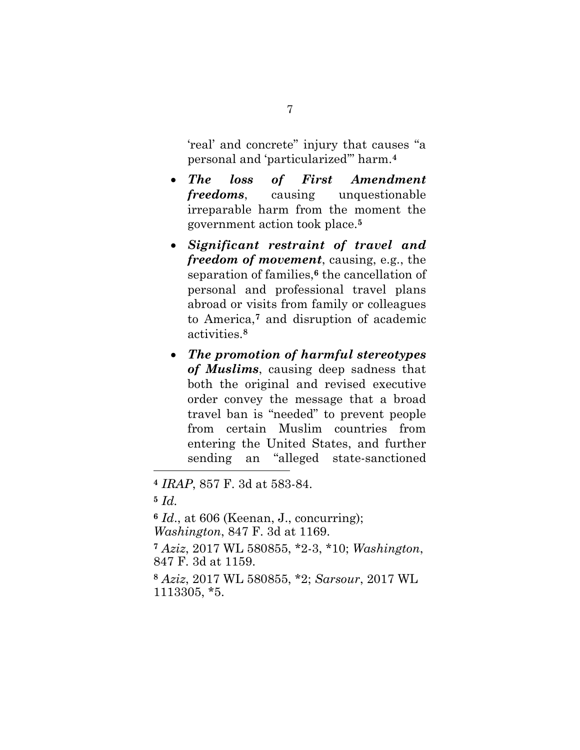'real' and concrete" injury that causes "a personal and 'particularized'" harm.[4]

- ***The loss of First Amendment freedoms***, causing unquestionable irreparable harm from the moment the government action took place.[5]
- ***Significant restraint of travel and freedom of movement***, causing, e.g., the separation of families,[6] the cancellation of personal and professional travel plans abroad or visits from family or colleagues to America,[7] and disruption of academic activities.[8]
- ***The promotion of harmful stereotypes of Muslims***, causing deep sadness that both the original and revised executive order convey the message that a broad travel ban is "needed" to prevent people from certain Muslim countries from entering the United States, and further sending an "alleged state-sanctioned

---

[4] *IRAP*, 857 F. 3d at 583-84.

[5] *Id.*

[6] *Id.*, at 606 (Keenan, J., concurring); *Washington*, 847 F. 3d at 1169.

[7] *Aziz*, 2017 WL 580855, *2-3, *10; *Washington*, 847 F. 3d at 1159.

[8] *Aziz*, 2017 WL 580855, *2; *Sarsour*, 2017 WL 1113305, *5.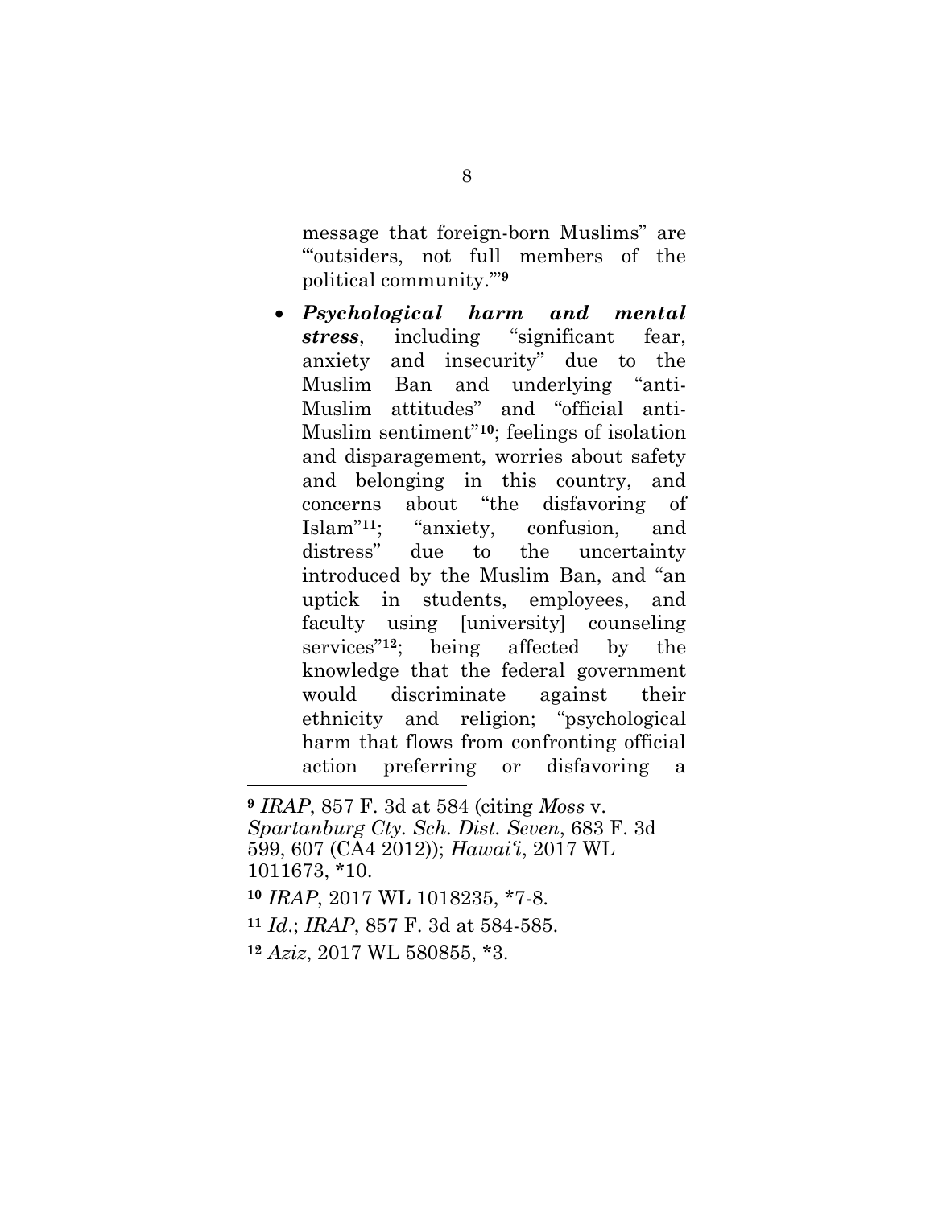message that foreign-born Muslims" are "'outsiders, not full members of the political community.'"[9]

- ***Psychological harm and mental stress***, including "significant fear, anxiety and insecurity" due to the Muslim Ban and underlying "anti-Muslim attitudes" and "official anti-Muslim sentiment"[10]; feelings of isolation and disparagement, worries about safety and belonging in this country, and concerns about "the disfavoring of Islam"[11]; "anxiety, confusion, and distress" due to the uncertainty introduced by the Muslim Ban, and "an uptick in students, employees, and faculty using [university] counseling services"[12]; being affected by the knowledge that the federal government would discriminate against their ethnicity and religion; "psychological harm that flows from confronting official action preferring or disfavoring a

---

[9] *IRAP*, 857 F. 3d at 584 (citing *Moss* v. *Spartanburg Cty. Sch. Dist. Seven*, 683 F. 3d 599, 607 (CA4 2012)); *Hawai'i*, 2017 WL 1011673, *10.

[10] *IRAP*, 2017 WL 1018235, *7-8.

[11] *Id*.; *IRAP*, 857 F. 3d at 584-585.

[12] *Aziz*, 2017 WL 580855, *3.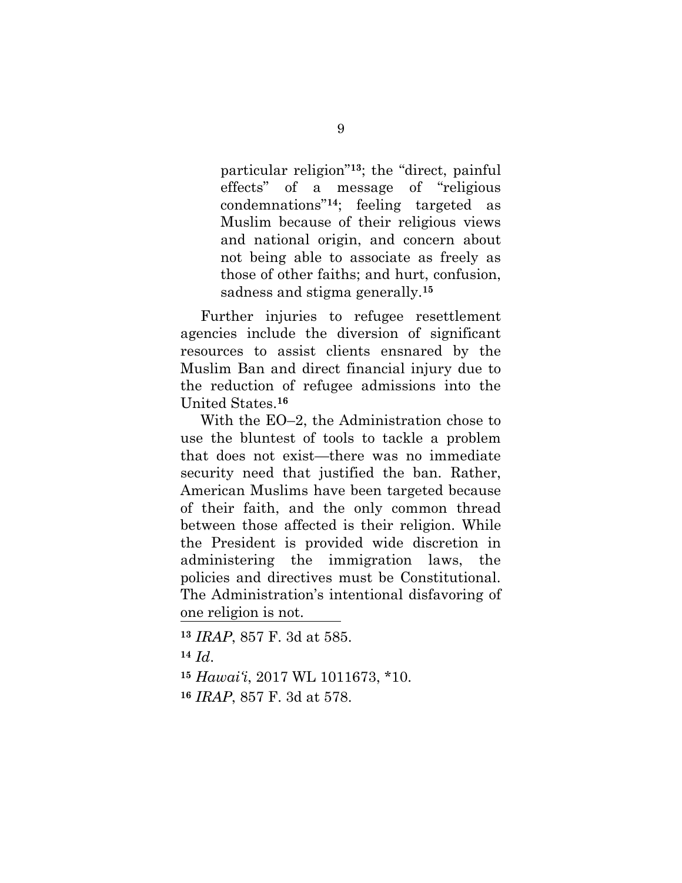> particular religion"[13]; the "direct, painful effects" of a message of "religious condemnations"[14]; feeling targeted as Muslim because of their religious views and national origin, and concern about not being able to associate as freely as those of other faiths; and hurt, confusion, sadness and stigma generally.[15]

Further injuries to refugee resettlement agencies include the diversion of significant resources to assist clients ensnared by the Muslim Ban and direct financial injury due to the reduction of refugee admissions into the United States.[16]

With the EO–2, the Administration chose to use the bluntest of tools to tackle a problem that does not exist—there was no immediate security need that justified the ban. Rather, American Muslims have been targeted because of their faith, and the only common thread between those affected is their religion. While the President is provided wide discretion in administering the immigration laws, the policies and directives must be Constitutional. The Administration's intentional disfavoring of one religion is not.

---

[13] *IRAP*, 857 F. 3d at 585.

[14] *Id*.

[15] *Hawai'i*, 2017 WL 1011673, *10.

[16] *IRAP*, 857 F. 3d at 578.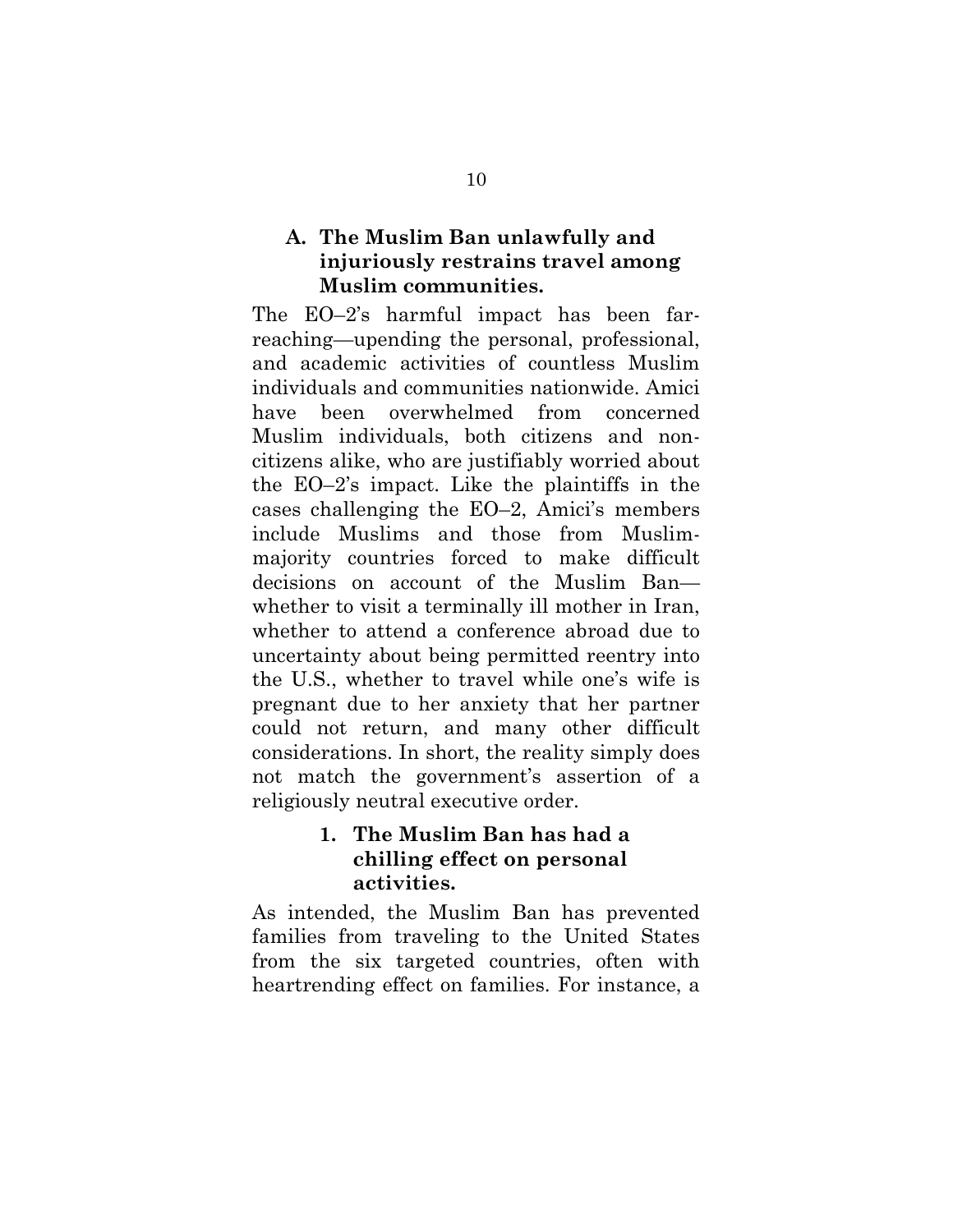### A. The Muslim Ban unlawfully and injuriously restrains travel among Muslim communities.

The EO–2's harmful impact has been far-reaching—upending the personal, professional, and academic activities of countless Muslim individuals and communities nationwide. Amici have been overwhelmed from concerned Muslim individuals, both citizens and non-citizens alike, who are justifiably worried about the EO–2's impact. Like the plaintiffs in the cases challenging the EO–2, Amici's members include Muslims and those from Muslim-majority countries forced to make difficult decisions on account of the Muslim Ban—whether to visit a terminally ill mother in Iran, whether to attend a conference abroad due to uncertainty about being permitted reentry into the U.S., whether to travel while one's wife is pregnant due to her anxiety that her partner could not return, and many other difficult considerations. In short, the reality simply does not match the government's assertion of a religiously neutral executive order.

#### 1. The Muslim Ban has had a chilling effect on personal activities.

As intended, the Muslim Ban has prevented families from traveling to the United States from the six targeted countries, often with heartrending effect on families. For instance, a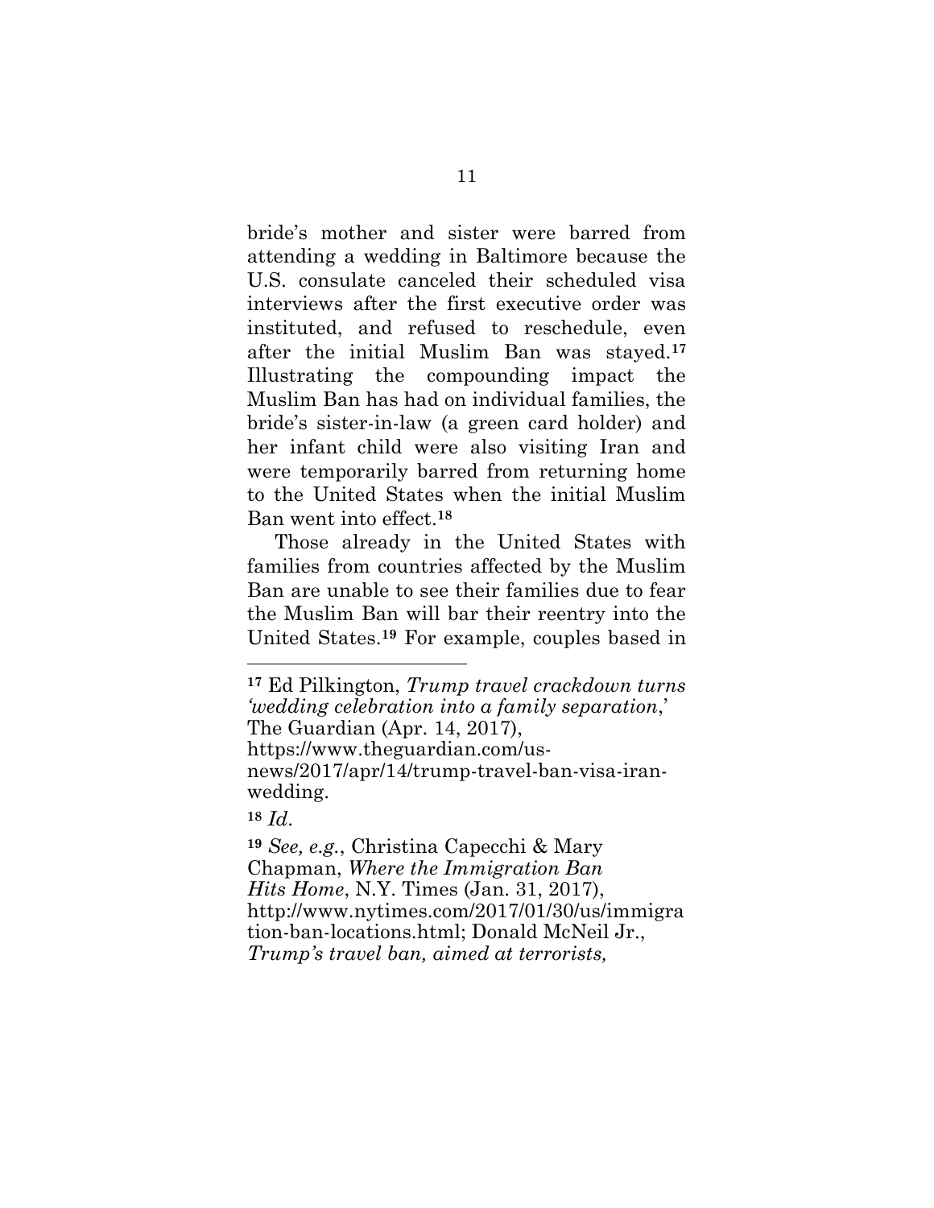bride's mother and sister were barred from attending a wedding in Baltimore because the U.S. consulate canceled their scheduled visa interviews after the first executive order was instituted, and refused to reschedule, even after the initial Muslim Ban was stayed.[17] Illustrating the compounding impact the Muslim Ban has had on individual families, the bride's sister-in-law (a green card holder) and her infant child were also visiting Iran and were temporarily barred from returning home to the United States when the initial Muslim Ban went into effect.[18]

Those already in the United States with families from countries affected by the Muslim Ban are unable to see their families due to fear the Muslim Ban will bar their reentry into the United States.[19] For example, couples based in

---

[17] Ed Pilkington, *Trump travel crackdown turns 'wedding celebration into a family separation*,' The Guardian (Apr. 14, 2017), https://www.theguardian.com/us-news/2017/apr/14/trump-travel-ban-visa-iran-wedding.

[18] *Id.*

[19] *See, e.g.*, Christina Capecchi & Mary Chapman, *Where the Immigration Ban Hits Home*, N.Y. Times (Jan. 31, 2017), http://www.nytimes.com/2017/01/30/us/immigration-ban-locations.html; Donald McNeil Jr., *Trump's travel ban, aimed at terrorists,*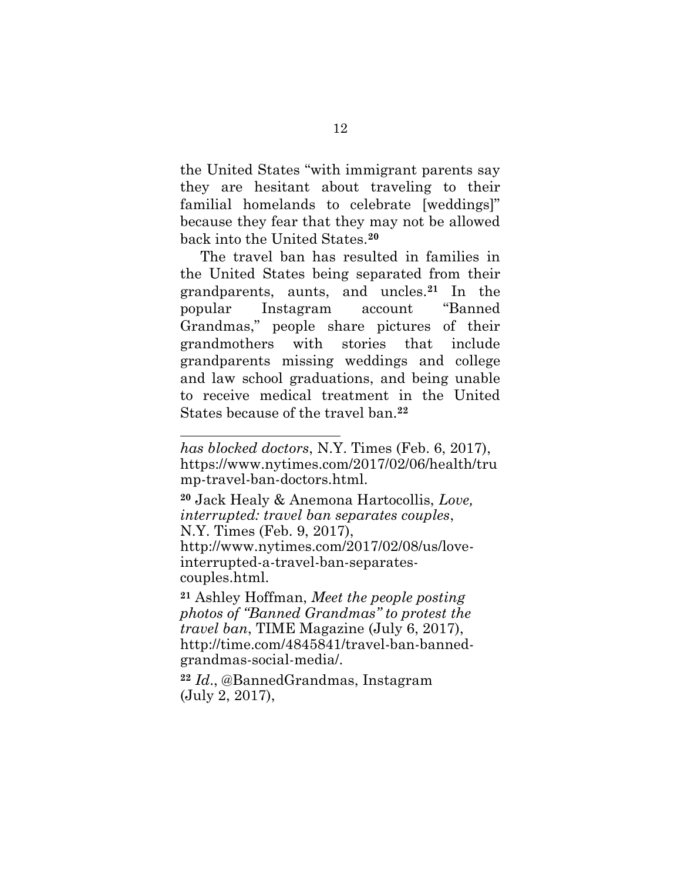the United States "with immigrant parents say they are hesitant about traveling to their familial homelands to celebrate [weddings]" because they fear that they may not be allowed back into the United States.[20]

The travel ban has resulted in families in the United States being separated from their grandparents, aunts, and uncles.[21] In the popular Instagram account "Banned Grandmas," people share pictures of their grandmothers with stories that include grandparents missing weddings and college and law school graduations, and being unable to receive medical treatment in the United States because of the travel ban.[22]

---

*has blocked doctors*, N.Y. Times (Feb. 6, 2017), https://www.nytimes.com/2017/02/06/health/trump-travel-ban-doctors.html.

[20] Jack Healy & Anemona Hartocollis, *Love, interrupted: travel ban separates couples*, N.Y. Times (Feb. 9, 2017), http://www.nytimes.com/2017/02/08/us/love-interrupted-a-travel-ban-separates-couples.html.

[21] Ashley Hoffman, *Meet the people posting photos of "Banned Grandmas" to protest the travel ban*, TIME Magazine (July 6, 2017), http://time.com/4845841/travel-ban-banned-grandmas-social-media/.

[22] *Id.*, @BannedGrandmas, Instagram (July 2, 2017),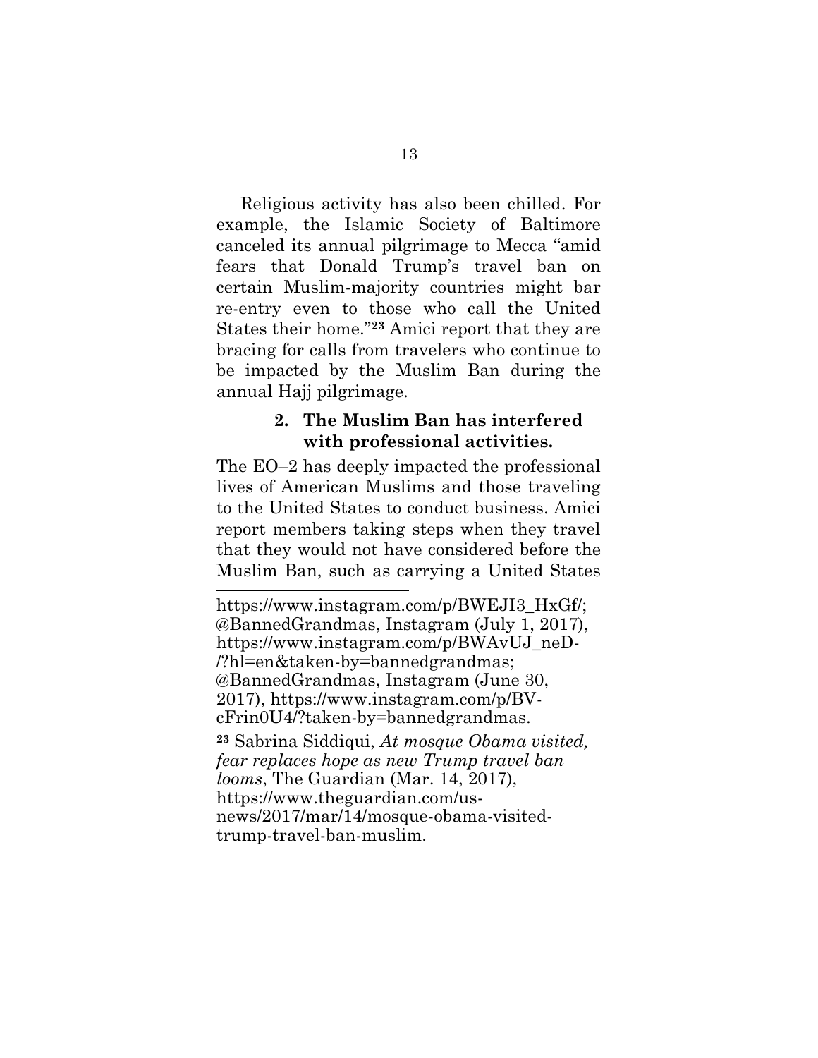Religious activity has also been chilled. For example, the Islamic Society of Baltimore canceled its annual pilgrimage to Mecca "amid fears that Donald Trump's travel ban on certain Muslim-majority countries might bar re-entry even to those who call the United States their home."[23] Amici report that they are bracing for calls from travelers who continue to be impacted by the Muslim Ban during the annual Hajj pilgrimage.

### 2. The Muslim Ban has interfered with professional activities.

The EO–2 has deeply impacted the professional lives of American Muslims and those traveling to the United States to conduct business. Amici report members taking steps when they travel that they would not have considered before the Muslim Ban, such as carrying a United States

---

https://www.instagram.com/p/BWEJI3_HxGf/; @BannedGrandmas, Instagram (July 1, 2017), https://www.instagram.com/p/BWAvUJ_neD-/?hl=en&taken-by=bannedgrandmas; @BannedGrandmas, Instagram (June 30, 2017), https://www.instagram.com/p/BV-cFrin0U4/?taken-by=bannedgrandmas.

[23] Sabrina Siddiqui, *At mosque Obama visited, fear replaces hope as new Trump travel ban looms*, The Guardian (Mar. 14, 2017), https://www.theguardian.com/us-news/2017/mar/14/mosque-obama-visited-trump-travel-ban-muslim.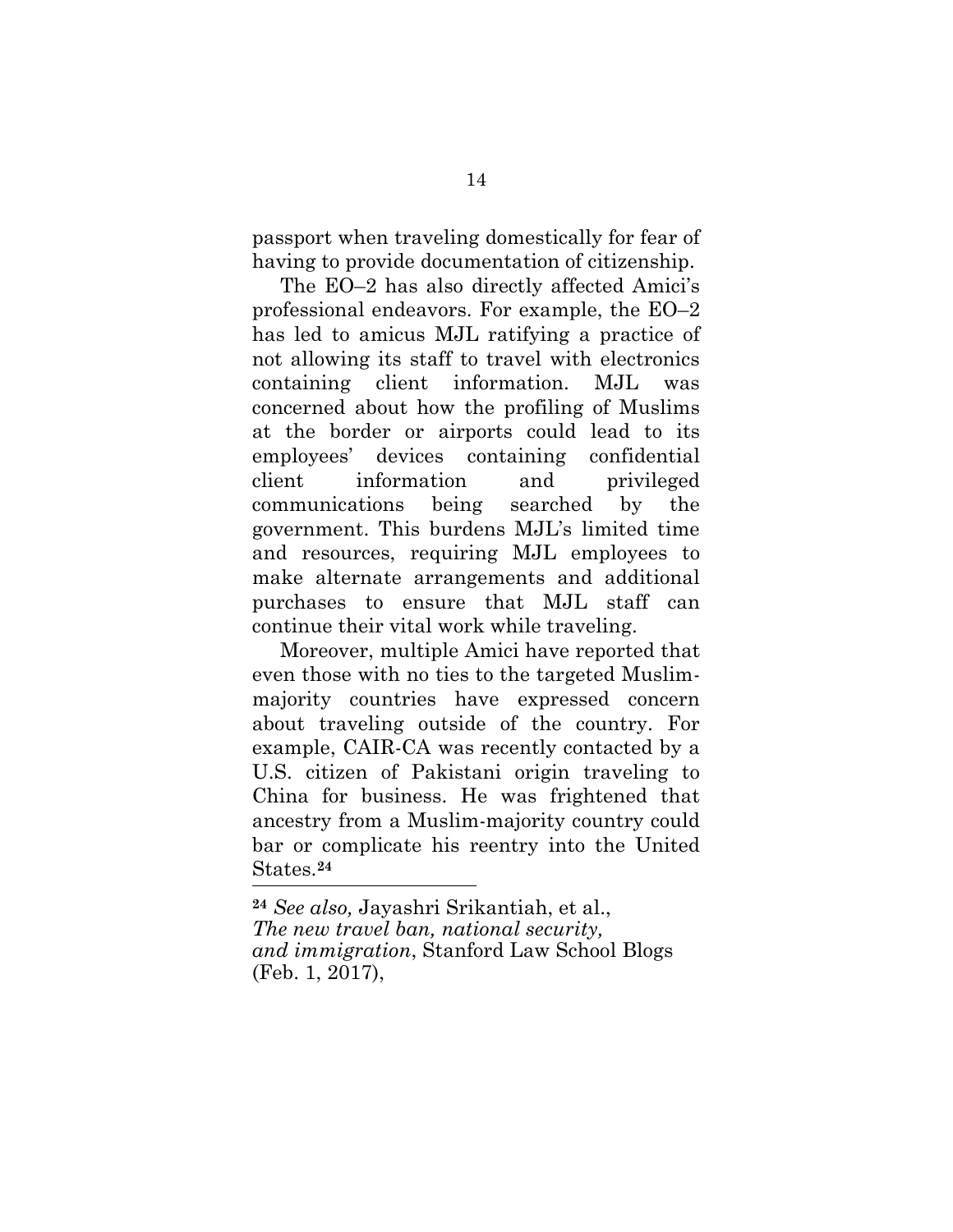passport when traveling domestically for fear of having to provide documentation of citizenship.

The EO–2 has also directly affected Amici's professional endeavors. For example, the EO–2 has led to amicus MJL ratifying a practice of not allowing its staff to travel with electronics containing client information. MJL was concerned about how the profiling of Muslims at the border or airports could lead to its employees' devices containing confidential client information and privileged communications being searched by the government. This burdens MJL's limited time and resources, requiring MJL employees to make alternate arrangements and additional purchases to ensure that MJL staff can continue their vital work while traveling.

Moreover, multiple Amici have reported that even those with no ties to the targeted Muslim-majority countries have expressed concern about traveling outside of the country. For example, CAIR-CA was recently contacted by a U.S. citizen of Pakistani origin traveling to China for business. He was frightened that ancestry from a Muslim-majority country could bar or complicate his reentry into the United States.[24]

---

[24] *See also,* Jayashri Srikantiah, et al., *The new travel ban, national security, and immigration*, Stanford Law School Blogs (Feb. 1, 2017),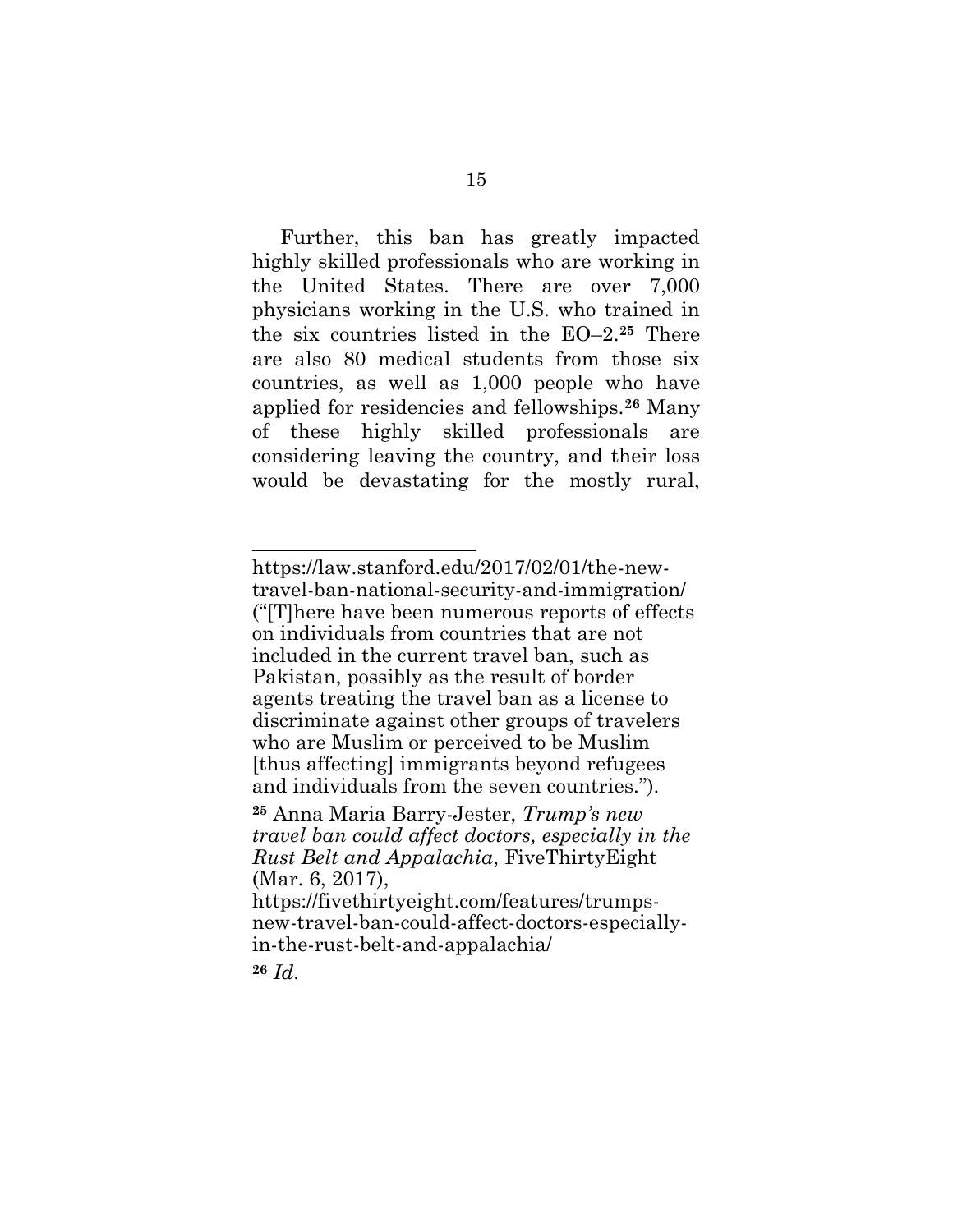Further, this ban has greatly impacted highly skilled professionals who are working in the United States. There are over 7,000 physicians working in the U.S. who trained in the six countries listed in the EO–2.[25] There are also 80 medical students from those six countries, as well as 1,000 people who have applied for residencies and fellowships.[26] Many of these highly skilled professionals are considering leaving the country, and their loss would be devastating for the mostly rural,

---

https://law.stanford.edu/2017/02/01/the-new-travel-ban-national-security-and-immigration/ ("[T]here have been numerous reports of effects on individuals from countries that are not included in the current travel ban, such as Pakistan, possibly as the result of border agents treating the travel ban as a license to discriminate against other groups of travelers who are Muslim or perceived to be Muslim [thus affecting] immigrants beyond refugees and individuals from the seven countries.").

[25] Anna Maria Barry-Jester, *Trump's new travel ban could affect doctors, especially in the Rust Belt and Appalachia*, FiveThirtyEight (Mar. 6, 2017), https://fivethirtyeight.com/features/trumps-new-travel-ban-could-affect-doctors-especially-in-the-rust-belt-and-appalachia/

[26] *Id.*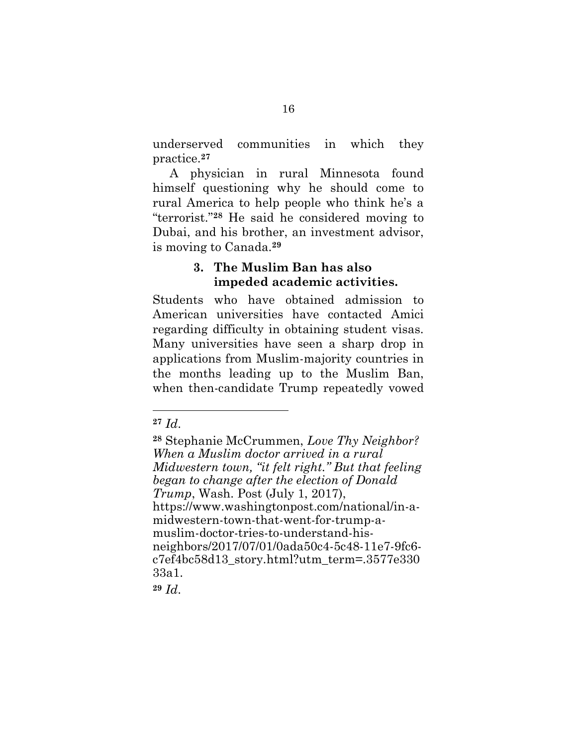underserved communities in which they practice.[27]

A physician in rural Minnesota found himself questioning why he should come to rural America to help people who think he's a "terrorist."[28] He said he considered moving to Dubai, and his brother, an investment advisor, is moving to Canada.[29]

### 3. The Muslim Ban has also impeded academic activities.

Students who have obtained admission to American universities have contacted Amici regarding difficulty in obtaining student visas. Many universities have seen a sharp drop in applications from Muslim-majority countries in the months leading up to the Muslim Ban, when then-candidate Trump repeatedly vowed

---

[27] *Id.*

[28] Stephanie McCrummen, *Love Thy Neighbor? When a Muslim doctor arrived in a rural Midwestern town, "it felt right." But that feeling began to change after the election of Donald Trump*, Wash. Post (July 1, 2017), https://www.washingtonpost.com/national/in-a-midwestern-town-that-went-for-trump-a-muslim-doctor-tries-to-understand-his-neighbors/2017/07/01/0ada50c4-5c48-11e7-9fc6-c7ef4bc58d13_story.html?utm_term=.3577e33033a1.

[29] *Id.*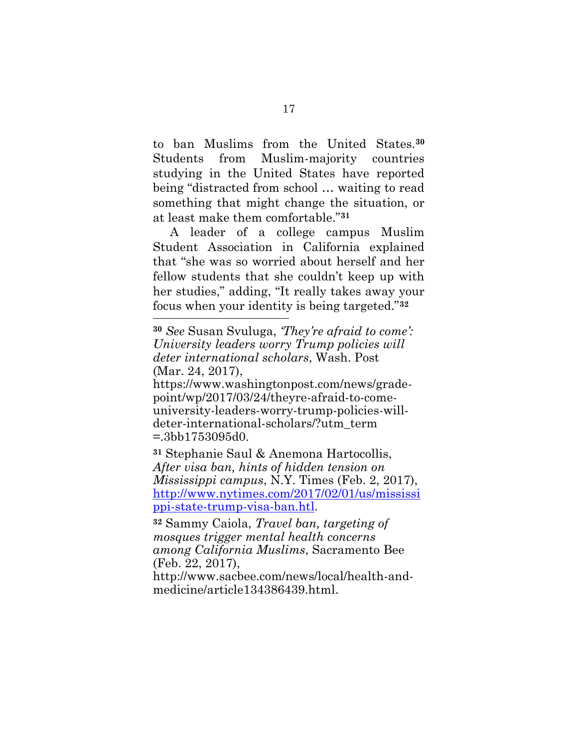to ban Muslims from the United States.[30] Students from Muslim-majority countries studying in the United States have reported being "distracted from school … waiting to read something that might change the situation, or at least make them comfortable."[31]

A leader of a college campus Muslim Student Association in California explained that "she was so worried about herself and her fellow students that she couldn't keep up with her studies," adding, "It really takes away your focus when your identity is being targeted."[32]

---

[30] *See* Susan Svuluga, *'They're afraid to come': University leaders worry Trump policies will deter international scholars*, Wash. Post (Mar. 24, 2017), https://www.washingtonpost.com/news/grade-point/wp/2017/03/24/theyre-afraid-to-come-university-leaders-worry-trump-policies-will-deter-international-scholars/?utm_term=.3bb1753095d0.

[31] Stephanie Saul & Anemona Hartocollis, *After visa ban, hints of hidden tension on Mississippi campus*, N.Y. Times (Feb. 2, 2017), http://www.nytimes.com/2017/02/01/us/mississippi-state-trump-visa-ban.htl.

[32] Sammy Caiola, *Travel ban, targeting of mosques trigger mental health concerns among California Muslims*, Sacramento Bee (Feb. 22, 2017), http://www.sacbee.com/news/local/health-and-medicine/article134386439.html.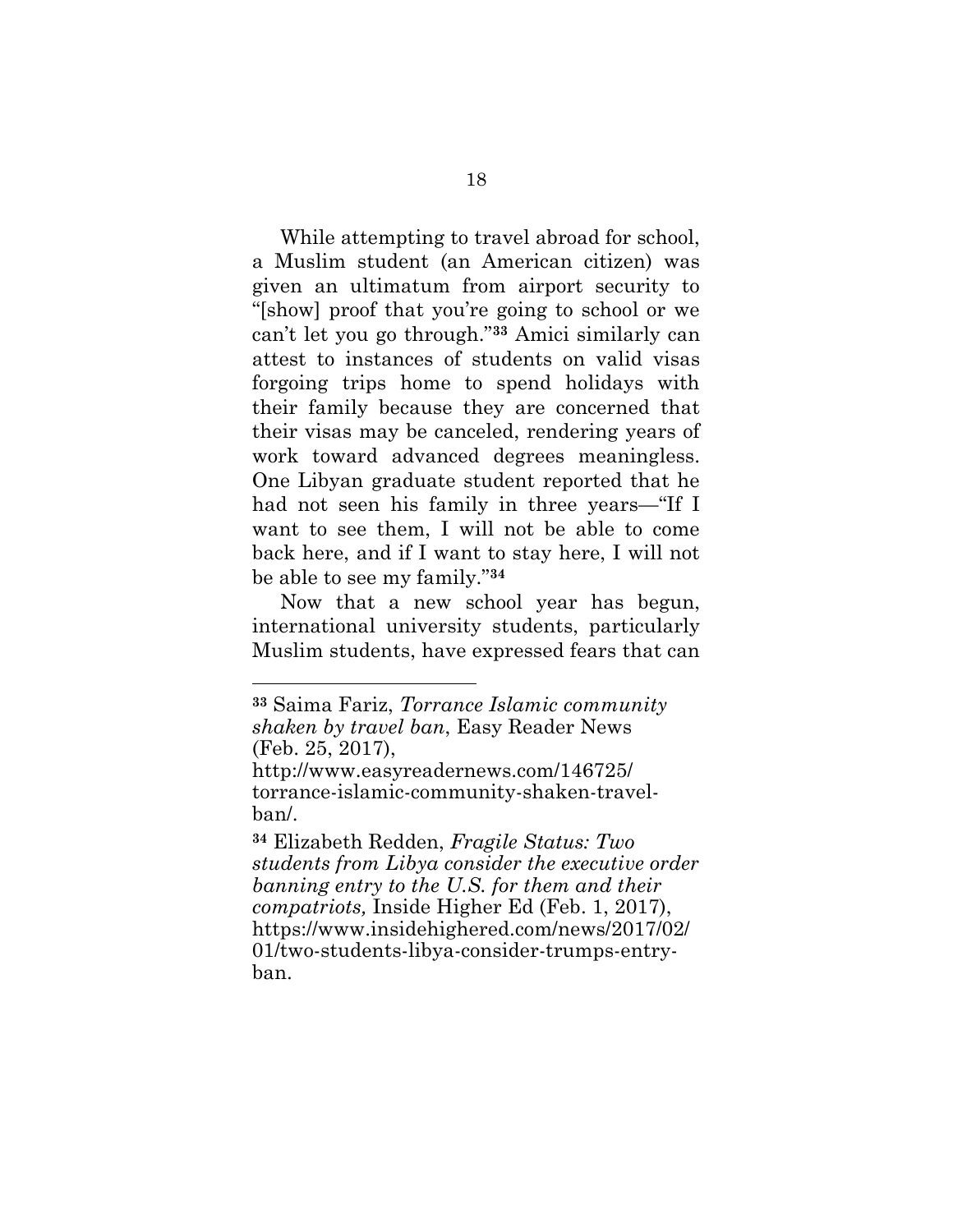While attempting to travel abroad for school, a Muslim student (an American citizen) was given an ultimatum from airport security to "[show] proof that you're going to school or we can't let you go through."[33] Amici similarly can attest to instances of students on valid visas forgoing trips home to spend holidays with their family because they are concerned that their visas may be canceled, rendering years of work toward advanced degrees meaningless. One Libyan graduate student reported that he had not seen his family in three years—"If I want to see them, I will not be able to come back here, and if I want to stay here, I will not be able to see my family."[34]

Now that a new school year has begun, international university students, particularly Muslim students, have expressed fears that can

---

[33] Saima Fariz, *Torrance Islamic community shaken by travel ban*, Easy Reader News (Feb. 25, 2017), http://www.easyreadernews.com/146725/torrance-islamic-community-shaken-travel-ban/.

[34] Elizabeth Redden, *Fragile Status: Two students from Libya consider the executive order banning entry to the U.S. for them and their compatriots,* Inside Higher Ed (Feb. 1, 2017), https://www.insidehighered.com/news/2017/02/01/two-students-libya-consider-trumps-entry-ban.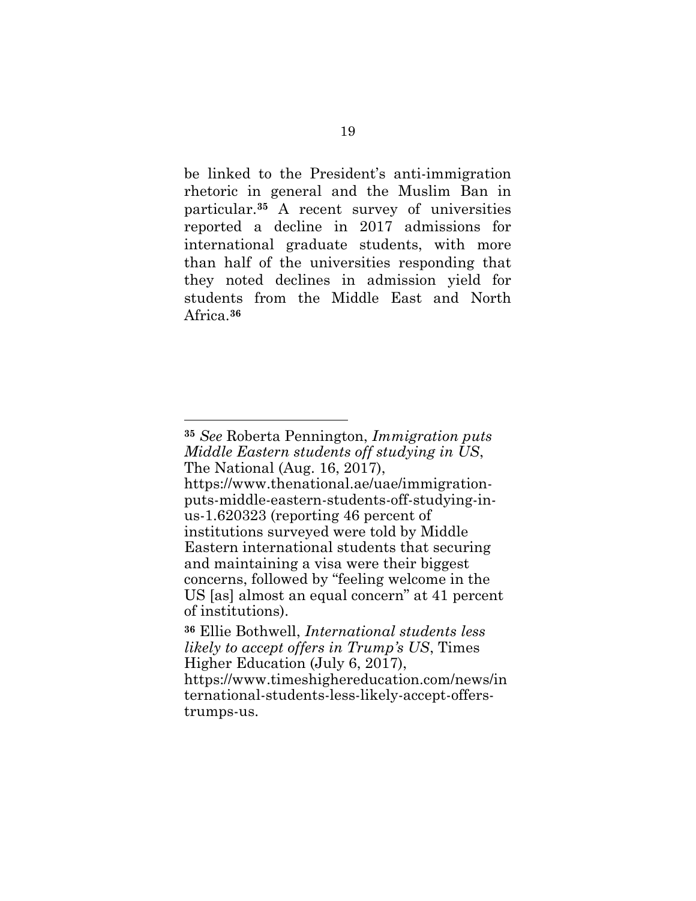be linked to the President's anti-immigration rhetoric in general and the Muslim Ban in particular.[35] A recent survey of universities reported a decline in 2017 admissions for international graduate students, with more than half of the universities responding that they noted declines in admission yield for students from the Middle East and North Africa.[36]

---

[35] *See* Roberta Pennington, *Immigration puts Middle Eastern students off studying in US*, The National (Aug. 16, 2017), https://www.thenational.ae/uae/immigration-puts-middle-eastern-students-off-studying-in-us-1.620323 (reporting 46 percent of institutions surveyed were told by Middle Eastern international students that securing and maintaining a visa were their biggest concerns, followed by "feeling welcome in the US [as] almost an equal concern" at 41 percent of institutions).

[36] Ellie Bothwell, *International students less likely to accept offers in Trump's US*, Times Higher Education (July 6, 2017), https://www.timeshighereducation.com/news/international-students-less-likely-accept-offers-trumps-us.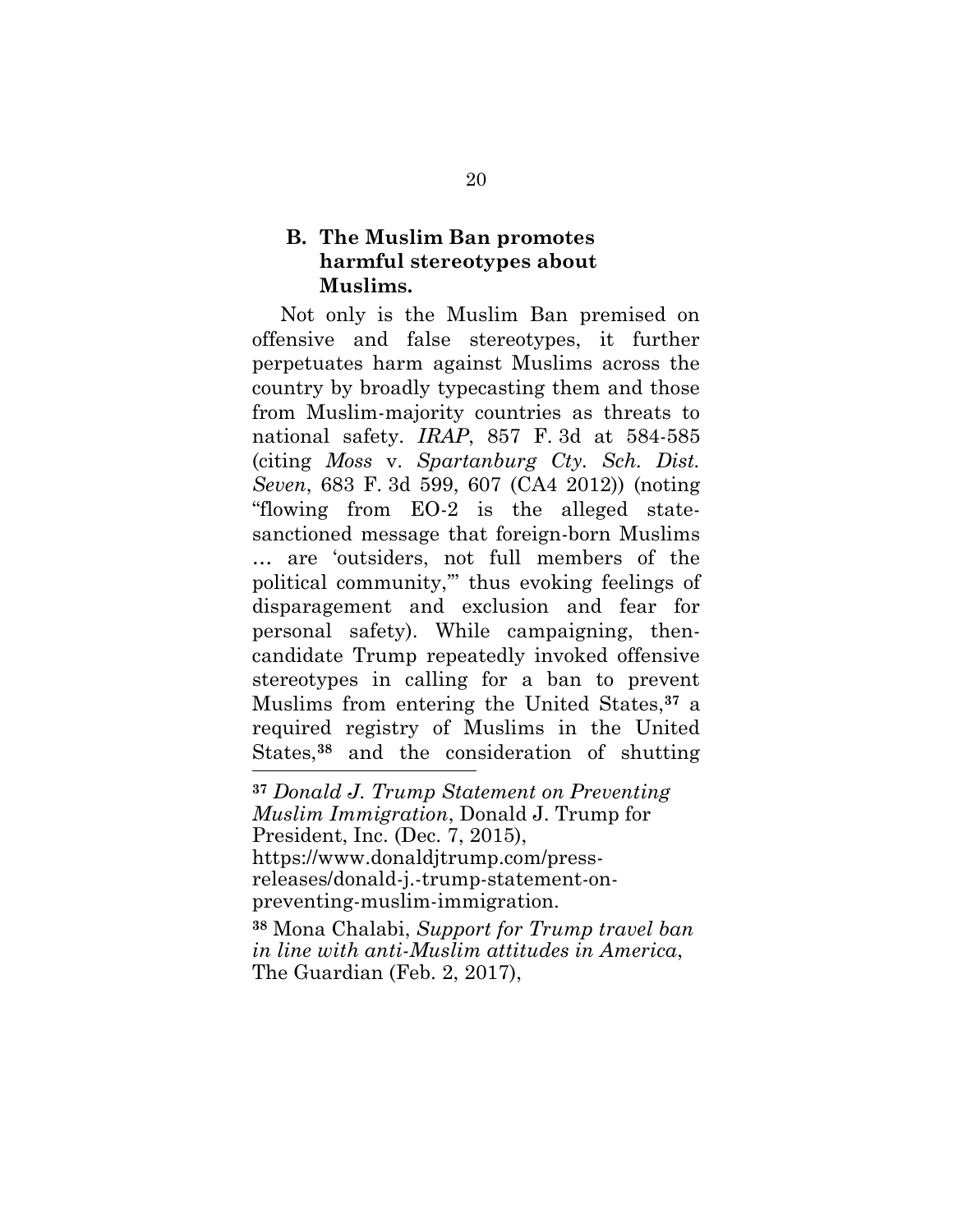### B. The Muslim Ban promotes harmful stereotypes about Muslims.

Not only is the Muslim Ban premised on offensive and false stereotypes, it further perpetuates harm against Muslims across the country by broadly typecasting them and those from Muslim-majority countries as threats to national safety. *IRAP*, 857 F. 3d at 584-585 (citing *Moss* v. *Spartanburg Cty. Sch. Dist. Seven*, 683 F. 3d 599, 607 (CA4 2012)) (noting "flowing from EO-2 is the alleged state-sanctioned message that foreign-born Muslims … are 'outsiders, not full members of the political community,'" thus evoking feelings of disparagement and exclusion and fear for personal safety). While campaigning, then-candidate Trump repeatedly invoked offensive stereotypes in calling for a ban to prevent Muslims from entering the United States,[37] a required registry of Muslims in the United States,[38] and the consideration of shutting

---

[37] *Donald J. Trump Statement on Preventing Muslim Immigration*, Donald J. Trump for President, Inc. (Dec. 7, 2015), https://www.donaldjtrump.com/press-releases/donald-j.-trump-statement-on-preventing-muslim-immigration.

[38] Mona Chalabi, *Support for Trump travel ban in line with anti-Muslim attitudes in America*, The Guardian (Feb. 2, 2017),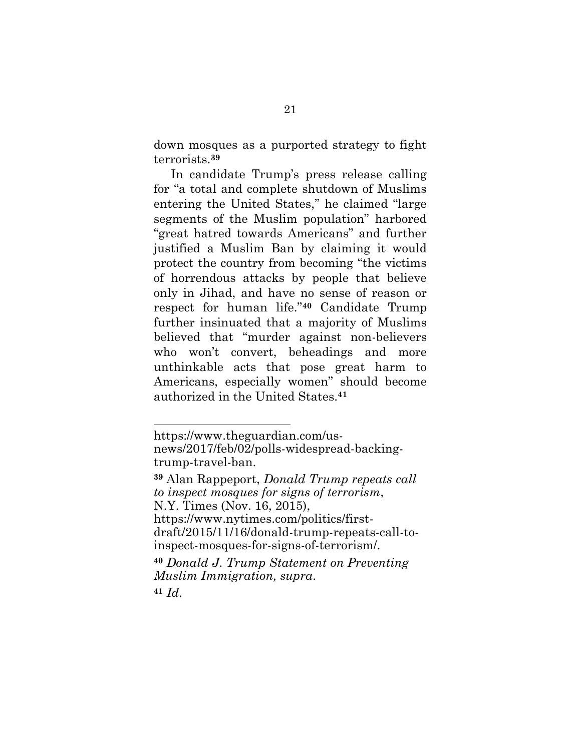down mosques as a purported strategy to fight terrorists.[39]

In candidate Trump's press release calling for "a total and complete shutdown of Muslims entering the United States," he claimed "large segments of the Muslim population" harbored "great hatred towards Americans" and further justified a Muslim Ban by claiming it would protect the country from becoming "the victims of horrendous attacks by people that believe only in Jihad, and have no sense of reason or respect for human life."[40] Candidate Trump further insinuated that a majority of Muslims believed that "murder against non-believers who won't convert, beheadings and more unthinkable acts that pose great harm to Americans, especially women" should become authorized in the United States.[41]

---

https://www.theguardian.com/us-news/2017/feb/02/polls-widespread-backing-trump-travel-ban.

[39] Alan Rappeport, *Donald Trump repeats call to inspect mosques for signs of terrorism*, N.Y. Times (Nov. 16, 2015), https://www.nytimes.com/politics/first-draft/2015/11/16/donald-trump-repeats-call-to-inspect-mosques-for-signs-of-terrorism/.

[40] *Donald J. Trump Statement on Preventing Muslim Immigration, supra.*

[41] *Id.*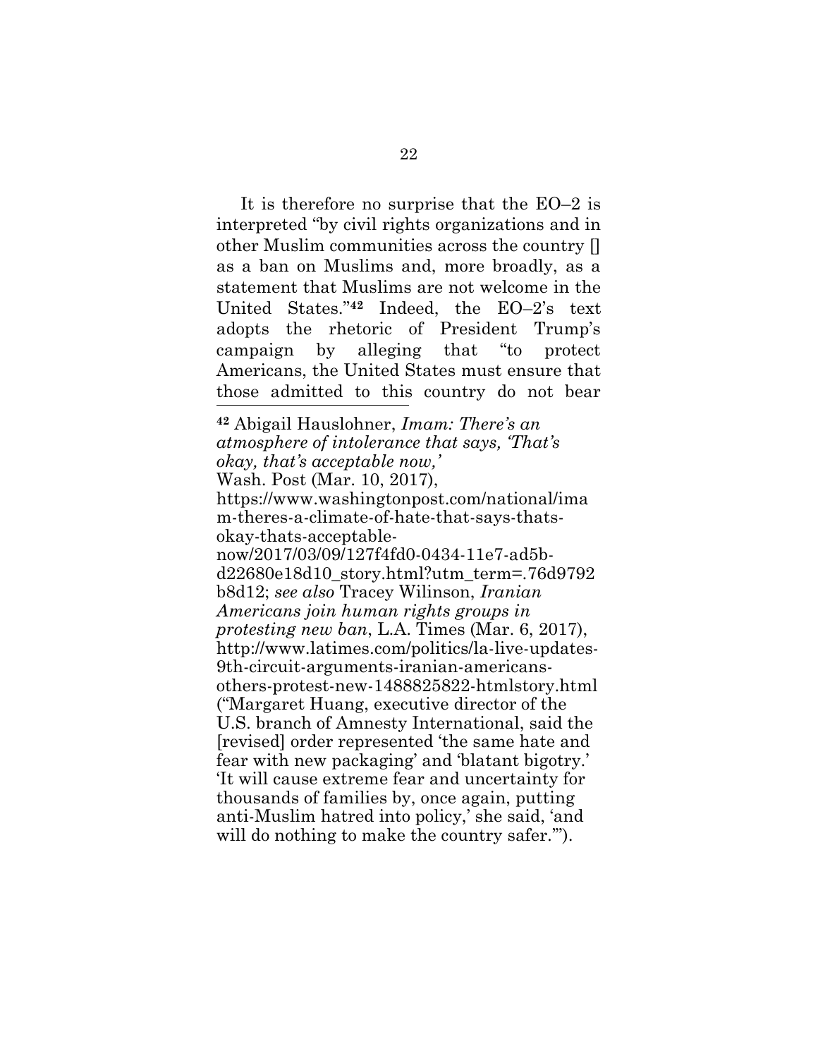It is therefore no surprise that the EO–2 is interpreted "by civil rights organizations and in other Muslim communities across the country [] as a ban on Muslims and, more broadly, as a statement that Muslims are not welcome in the United States."[42] Indeed, the EO–2's text adopts the rhetoric of President Trump's campaign by alleging that "to protect Americans, the United States must ensure that those admitted to this country do not bear

---

[42] Abigail Hauslohner, *Imam: There's an atmosphere of intolerance that says, 'That's okay, that's acceptable now,'* Wash. Post (Mar. 10, 2017), https://www.washingtonpost.com/national/imam-theres-a-climate-of-hate-that-says-thats-okay-thats-acceptable-now/2017/03/09/127f4fd0-0434-11e7-ad5b-d22680e18d10_story.html?utm_term=.76d9792b8d12; *see also* Tracey Wilinson, *Iranian Americans join human rights groups in protesting new ban*, L.A. Times (Mar. 6, 2017), http://www.latimes.com/politics/la-live-updates-9th-circuit-arguments-iranian-americans-others-protest-new-1488825822-htmlstory.html ("Margaret Huang, executive director of the U.S. branch of Amnesty International, said the [revised] order represented 'the same hate and fear with new packaging' and 'blatant bigotry.' 'It will cause extreme fear and uncertainty for thousands of families by, once again, putting anti-Muslim hatred into policy,' she said, 'and will do nothing to make the country safer.'").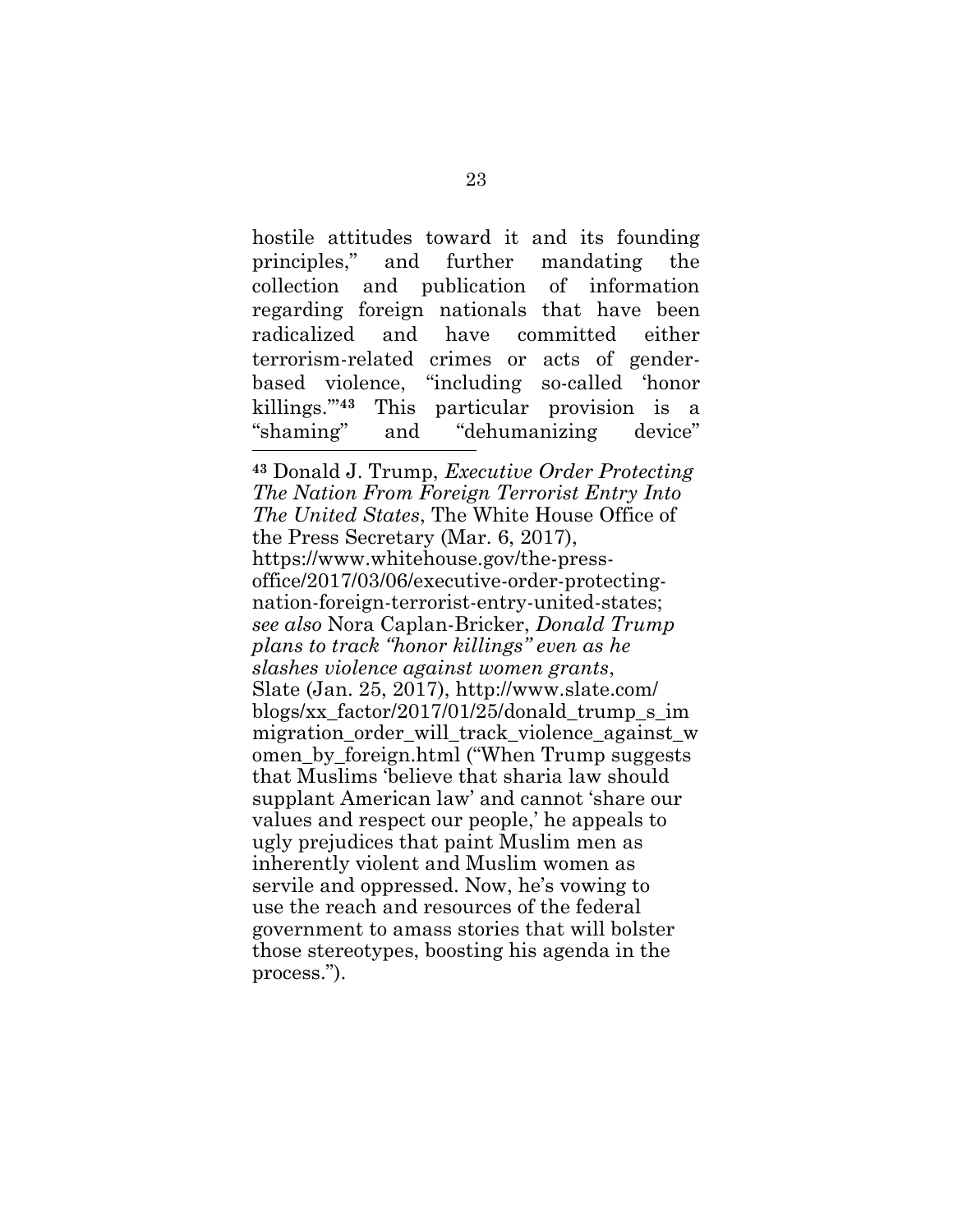hostile attitudes toward it and its founding principles," and further mandating the collection and publication of information regarding foreign nationals that have been radicalized and have committed either terrorism-related crimes or acts of gender-based violence, "including so-called 'honor killings.'"[43] This particular provision is a "shaming" and "dehumanizing device"

---

[43] Donald J. Trump, *Executive Order Protecting The Nation From Foreign Terrorist Entry Into The United States*, The White House Office of the Press Secretary (Mar. 6, 2017), https://www.whitehouse.gov/the-press-office/2017/03/06/executive-order-protecting-nation-foreign-terrorist-entry-united-states; *see also* Nora Caplan-Bricker, *Donald Trump plans to track "honor killings" even as he slashes violence against women grants*, Slate (Jan. 25, 2017), http://www.slate.com/blogs/xx_factor/2017/01/25/donald_trump_s_immigration_order_will_track_violence_against_women_by_foreign.html ("When Trump suggests that Muslims 'believe that sharia law should supplant American law' and cannot 'share our values and respect our people,' he appeals to ugly prejudices that paint Muslim men as inherently violent and Muslim women as servile and oppressed. Now, he's vowing to use the reach and resources of the federal government to amass stories that will bolster those stereotypes, boosting his agenda in the process.").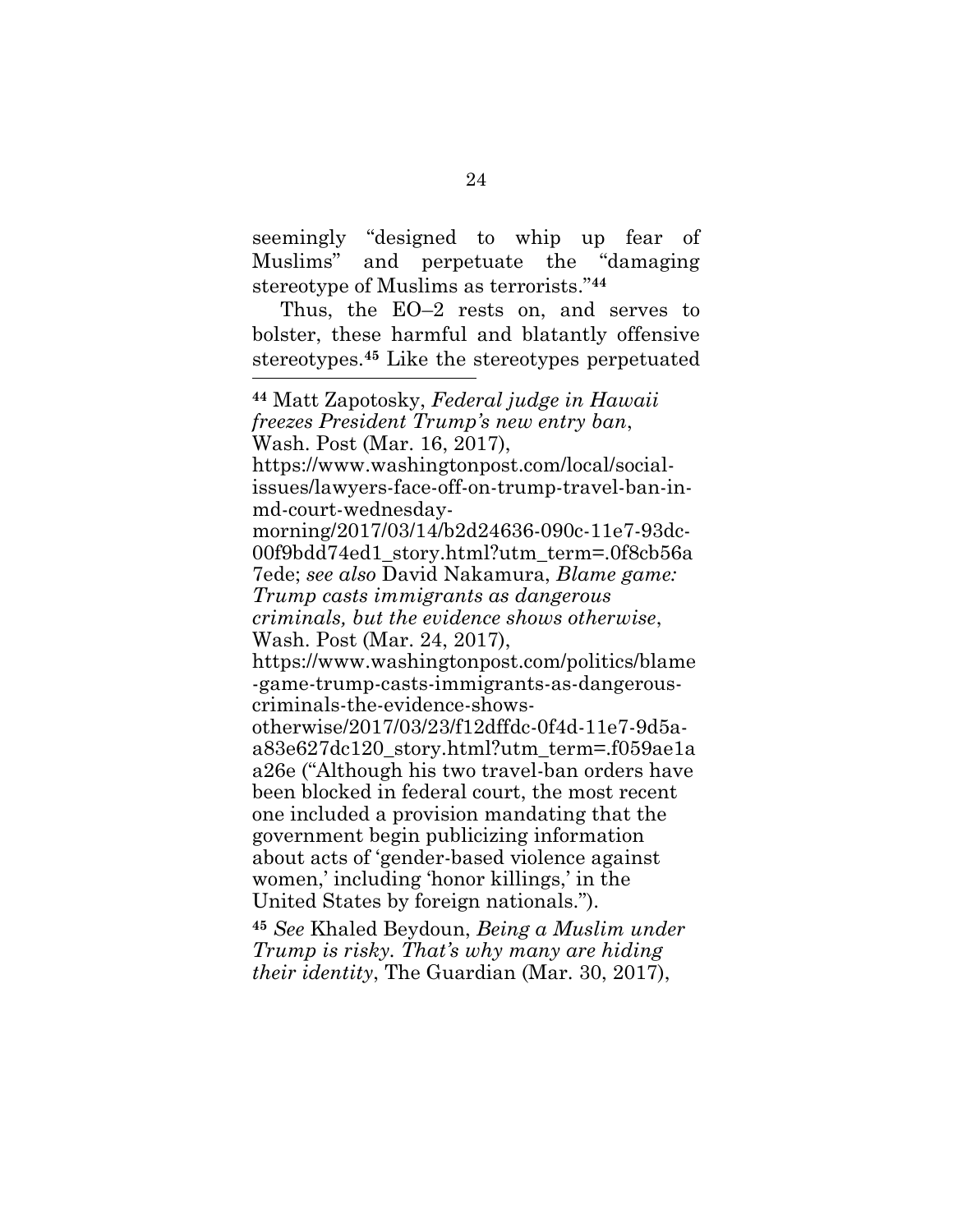seemingly "designed to whip up fear of Muslims" and perpetuate the "damaging stereotype of Muslims as terrorists."[44]

Thus, the EO–2 rests on, and serves to bolster, these harmful and blatantly offensive stereotypes.[45] Like the stereotypes perpetuated

---

[44] Matt Zapotosky, *Federal judge in Hawaii freezes President Trump's new entry ban*, Wash. Post (Mar. 16, 2017), https://www.washingtonpost.com/local/social-issues/lawyers-face-off-on-trump-travel-ban-in-md-court-wednesday-morning/2017/03/14/b2d24636-090c-11e7-93dc-00f9bdd74ed1_story.html?utm_term=.0f8cb56a7ede; *see also* David Nakamura, *Blame game: Trump casts immigrants as dangerous criminals, but the evidence shows otherwise*, Wash. Post (Mar. 24, 2017), https://www.washingtonpost.com/politics/blame-game-trump-casts-immigrants-as-dangerous-criminals-the-evidence-shows-otherwise/2017/03/23/f12dffdc-0f4d-11e7-9d5a-a83e627dc120_story.html?utm_term=.f059ae1aa26e ("Although his two travel-ban orders have been blocked in federal court, the most recent one included a provision mandating that the government begin publicizing information about acts of 'gender-based violence against women,' including 'honor killings,' in the United States by foreign nationals.").

[45] *See* Khaled Beydoun, *Being a Muslim under Trump is risky. That's why many are hiding their identity*, The Guardian (Mar. 30, 2017),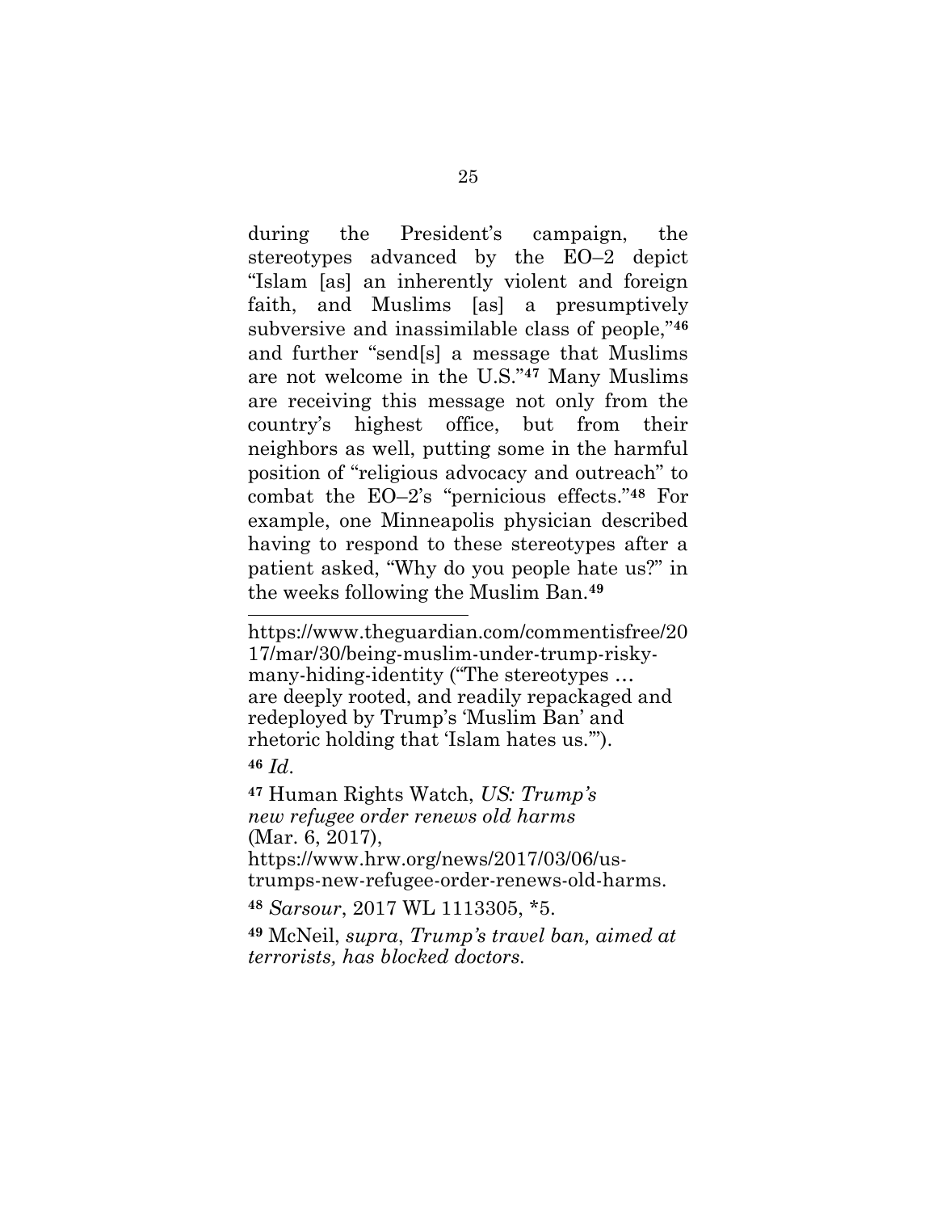during the President's campaign, the stereotypes advanced by the EO–2 depict "Islam [as] an inherently violent and foreign faith, and Muslims [as] a presumptively subversive and inassimilable class of people,"[46] and further "send[s] a message that Muslims are not welcome in the U.S."[47] Many Muslims are receiving this message not only from the country's highest office, but from their neighbors as well, putting some in the harmful position of "religious advocacy and outreach" to combat the EO–2's "pernicious effects."[48] For example, one Minneapolis physician described having to respond to these stereotypes after a patient asked, "Why do you people hate us?" in the weeks following the Muslim Ban.[49]

---

https://www.theguardian.com/commentisfree/2017/mar/30/being-muslim-under-trump-risky-many-hiding-identity ("The stereotypes … are deeply rooted, and readily repackaged and redeployed by Trump's 'Muslim Ban' and rhetoric holding that 'Islam hates us.'").

[46] *Id*.

[47] Human Rights Watch, *US: Trump's new refugee order renews old harms* (Mar. 6, 2017), https://www.hrw.org/news/2017/03/06/us-trumps-new-refugee-order-renews-old-harms.

[48] *Sarsour*, 2017 WL 1113305, *5.

[49] McNeil, *supra*, *Trump's travel ban, aimed at terrorists, has blocked doctors.*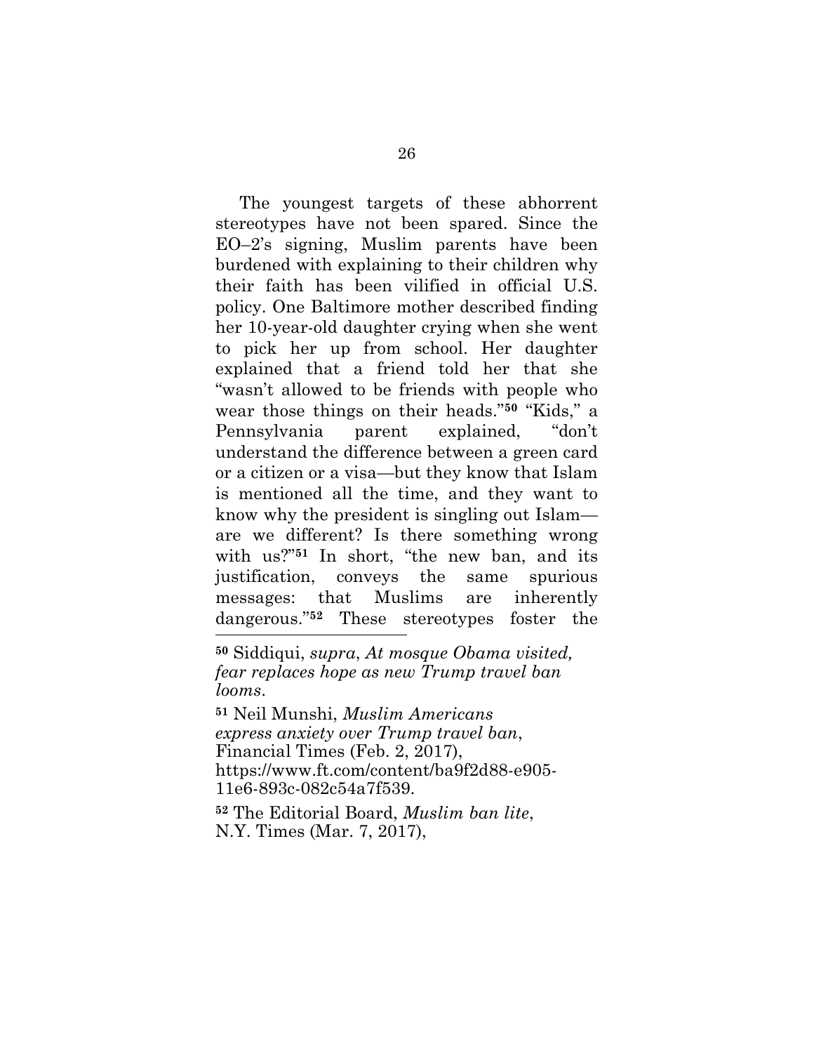The youngest targets of these abhorrent stereotypes have not been spared. Since the EO–2's signing, Muslim parents have been burdened with explaining to their children why their faith has been vilified in official U.S. policy. One Baltimore mother described finding her 10-year-old daughter crying when she went to pick her up from school. Her daughter explained that a friend told her that she "wasn't allowed to be friends with people who wear those things on their heads."[50] "Kids," a Pennsylvania parent explained, "don't understand the difference between a green card or a citizen or a visa—but they know that Islam is mentioned all the time, and they want to know why the president is singling out Islam—are we different? Is there something wrong with us?"[51] In short, "the new ban, and its justification, conveys the same spurious messages: that Muslims are inherently dangerous."[52] These stereotypes foster the

---

[50] Siddiqui, *supra*, *At mosque Obama visited, fear replaces hope as new Trump travel ban looms*.

[51] Neil Munshi, *Muslim Americans express anxiety over Trump travel ban*, Financial Times (Feb. 2, 2017), https://www.ft.com/content/ba9f2d88-e905-11e6-893c-082c54a7f539.

[52] The Editorial Board, *Muslim ban lite*, N.Y. Times (Mar. 7, 2017),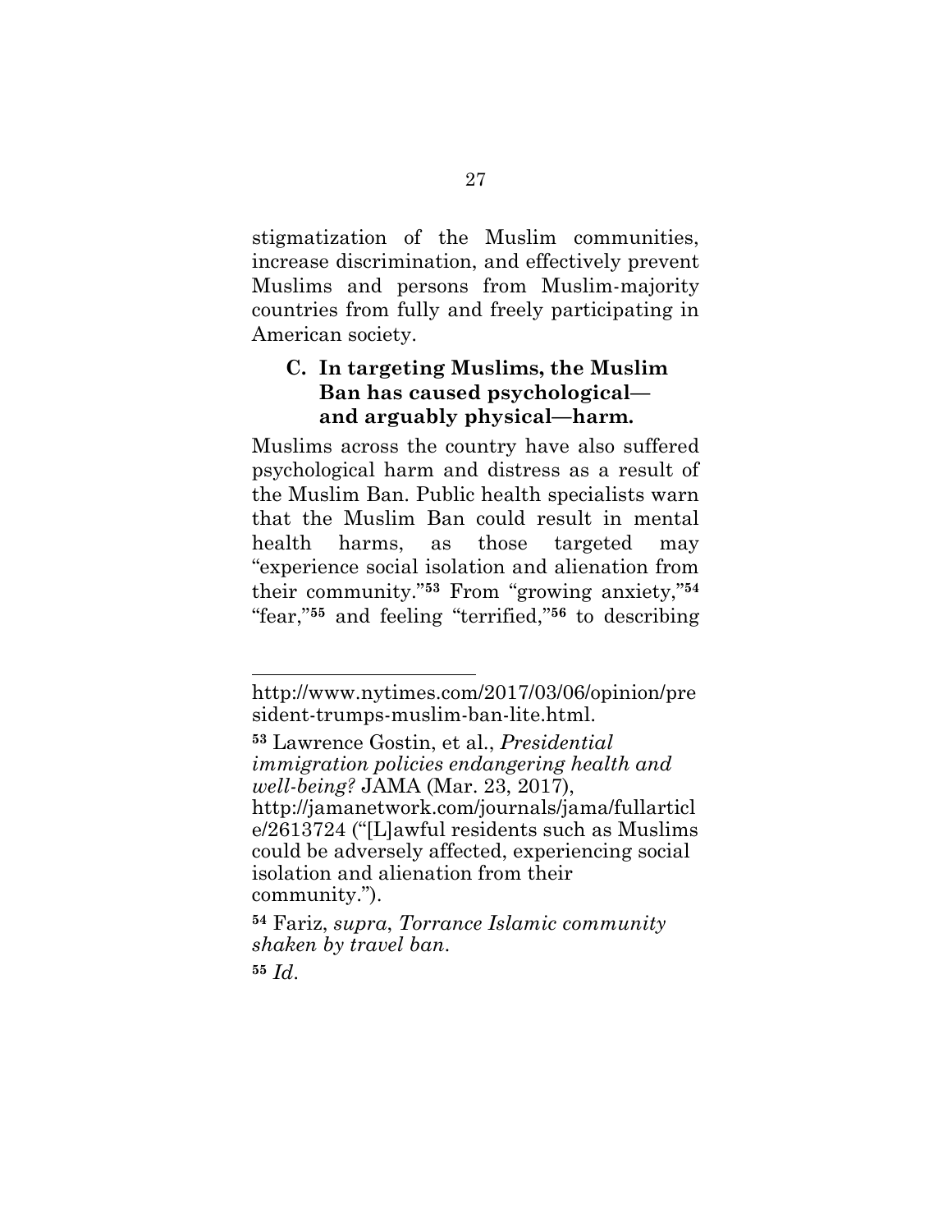stigmatization of the Muslim communities, increase discrimination, and effectively prevent Muslims and persons from Muslim-majority countries from fully and freely participating in American society.

### C. In targeting Muslims, the Muslim Ban has caused psychological—and arguably physical—harm.

Muslims across the country have also suffered psychological harm and distress as a result of the Muslim Ban. Public health specialists warn that the Muslim Ban could result in mental health harms, as those targeted may "experience social isolation and alienation from their community."[53] From "growing anxiety,"[54] "fear,"[55] and feeling "terrified,"[56] to describing

---

http://www.nytimes.com/2017/03/06/opinion/president-trumps-muslim-ban-lite.html.

[53] Lawrence Gostin, et al., *Presidential immigration policies endangering health and well-being?* JAMA (Mar. 23, 2017), http://jamanetwork.com/journals/jama/fullarticle/2613724 ("[L]awful residents such as Muslims could be adversely affected, experiencing social isolation and alienation from their community.").

[54] Fariz, *supra*, *Torrance Islamic community shaken by travel ban*.

[55] *Id*.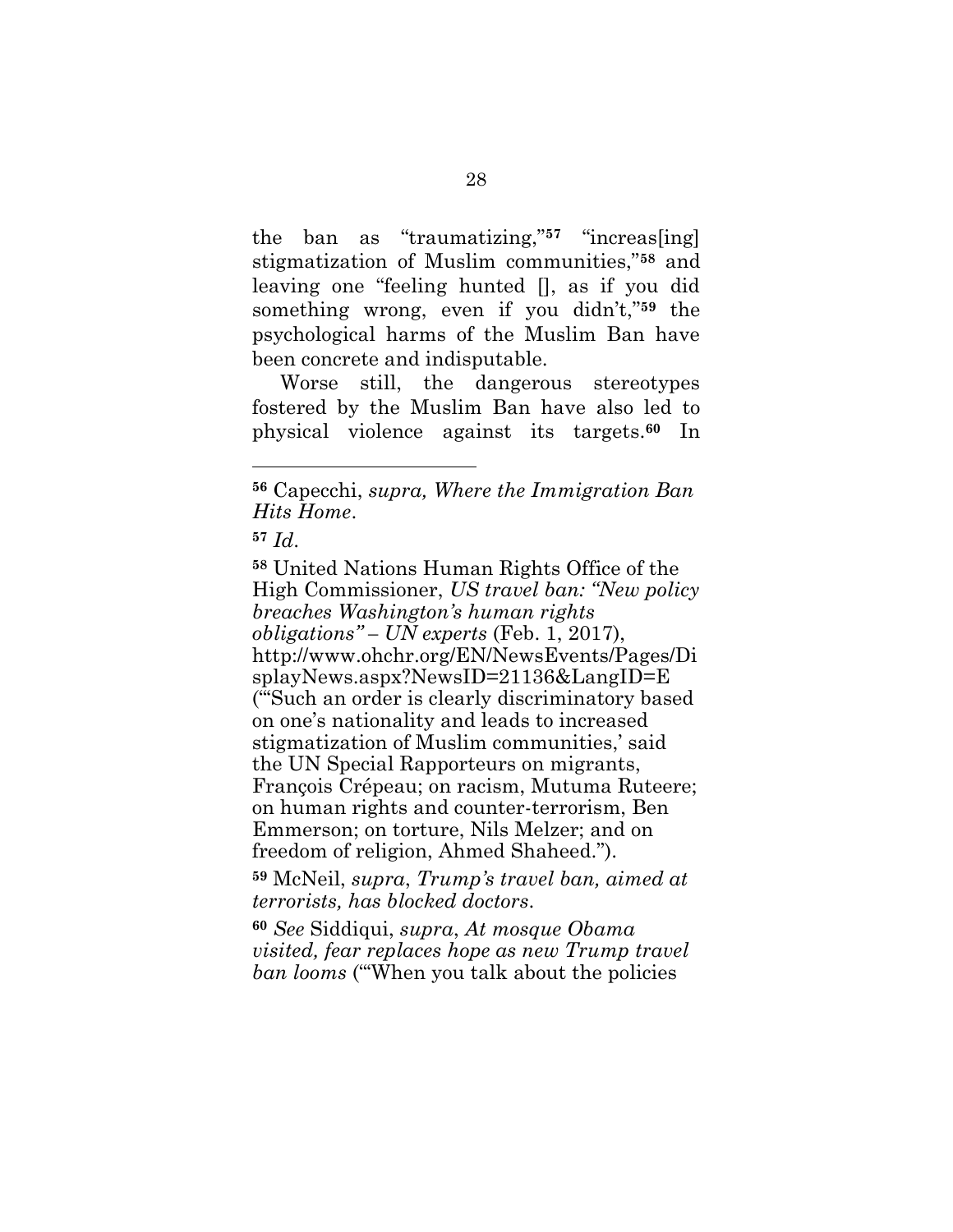the ban as "traumatizing,"[57] "increas[ing] stigmatization of Muslim communities,"[58] and leaving one "feeling hunted [], as if you did something wrong, even if you didn't,"[59] the psychological harms of the Muslim Ban have been concrete and indisputable.

Worse still, the dangerous stereotypes fostered by the Muslim Ban have also led to physical violence against its targets.[60] In

---

[56] Capecchi, *supra, Where the Immigration Ban Hits Home*.

[57] *Id*.

[58] United Nations Human Rights Office of the High Commissioner, *US travel ban: "New policy breaches Washington's human rights obligations" – UN experts* (Feb. 1, 2017), http://www.ohchr.org/EN/NewsEvents/Pages/DisplayNews.aspx?NewsID=21136&LangID=E ("'Such an order is clearly discriminatory based on one's nationality and leads to increased stigmatization of Muslim communities,' said the UN Special Rapporteurs on migrants, François Crépeau; on racism, Mutuma Ruteere; on human rights and counter-terrorism, Ben Emmerson; on torture, Nils Melzer; and on freedom of religion, Ahmed Shaheed.").

[59] McNeil, *supra*, *Trump's travel ban, aimed at terrorists, has blocked doctors*.

[60] *See* Siddiqui, *supra*, *At mosque Obama visited, fear replaces hope as new Trump travel ban looms* ("'When you talk about the policies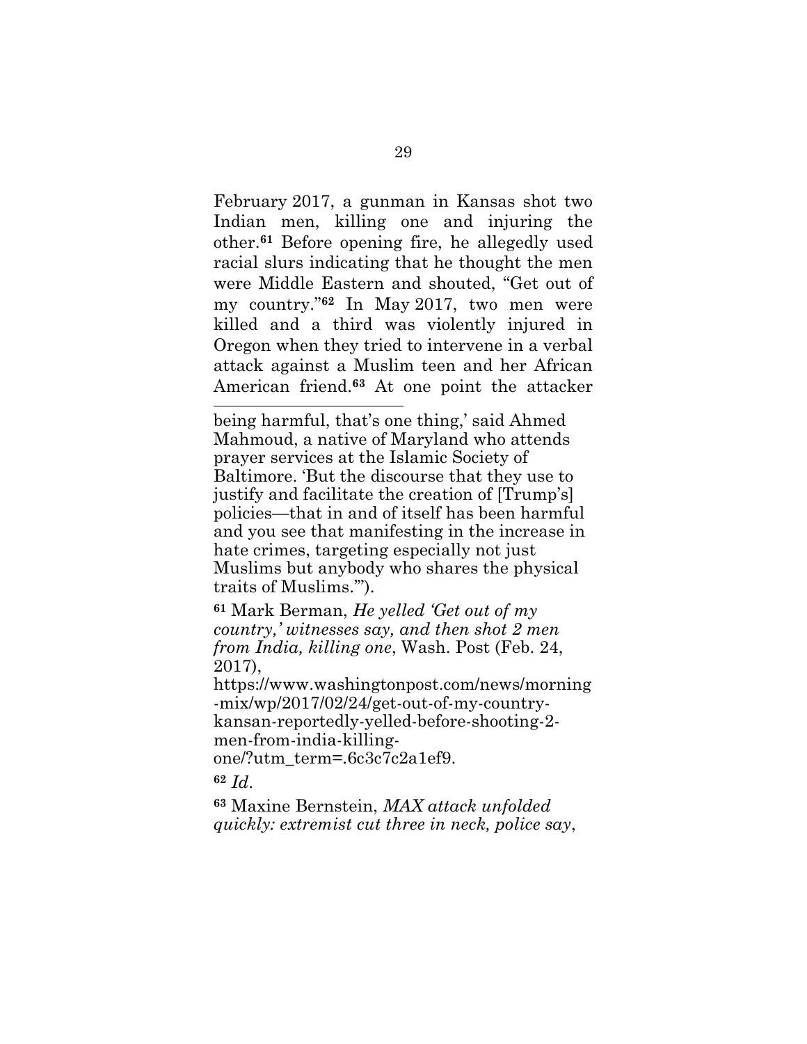February 2017, a gunman in Kansas shot two Indian men, killing one and injuring the other.[61] Before opening fire, he allegedly used racial slurs indicating that he thought the men were Middle Eastern and shouted, "Get out of my country."[62] In May 2017, two men were killed and a third was violently injured in Oregon when they tried to intervene in a verbal attack against a Muslim teen and her African American friend.[63] At one point the attacker

---

being harmful, that's one thing,' said Ahmed Mahmoud, a native of Maryland who attends prayer services at the Islamic Society of Baltimore. 'But the discourse that they use to justify and facilitate the creation of [Trump's] policies—that in and of itself has been harmful and you see that manifesting in the increase in hate crimes, targeting especially not just Muslims but anybody who shares the physical traits of Muslims.'").

[61] Mark Berman, *He yelled 'Get out of my country,' witnesses say, and then shot 2 men from India, killing one*, Wash. Post (Feb. 24, 2017), https://www.washingtonpost.com/news/morning-mix/wp/2017/02/24/get-out-of-my-country-kansan-reportedly-yelled-before-shooting-2-men-from-india-killing-one/?utm_term=.6c3c7c2a1ef9.

[62] *Id.*

[63] Maxine Bernstein, *MAX attack unfolded quickly: extremist cut three in neck, police say*,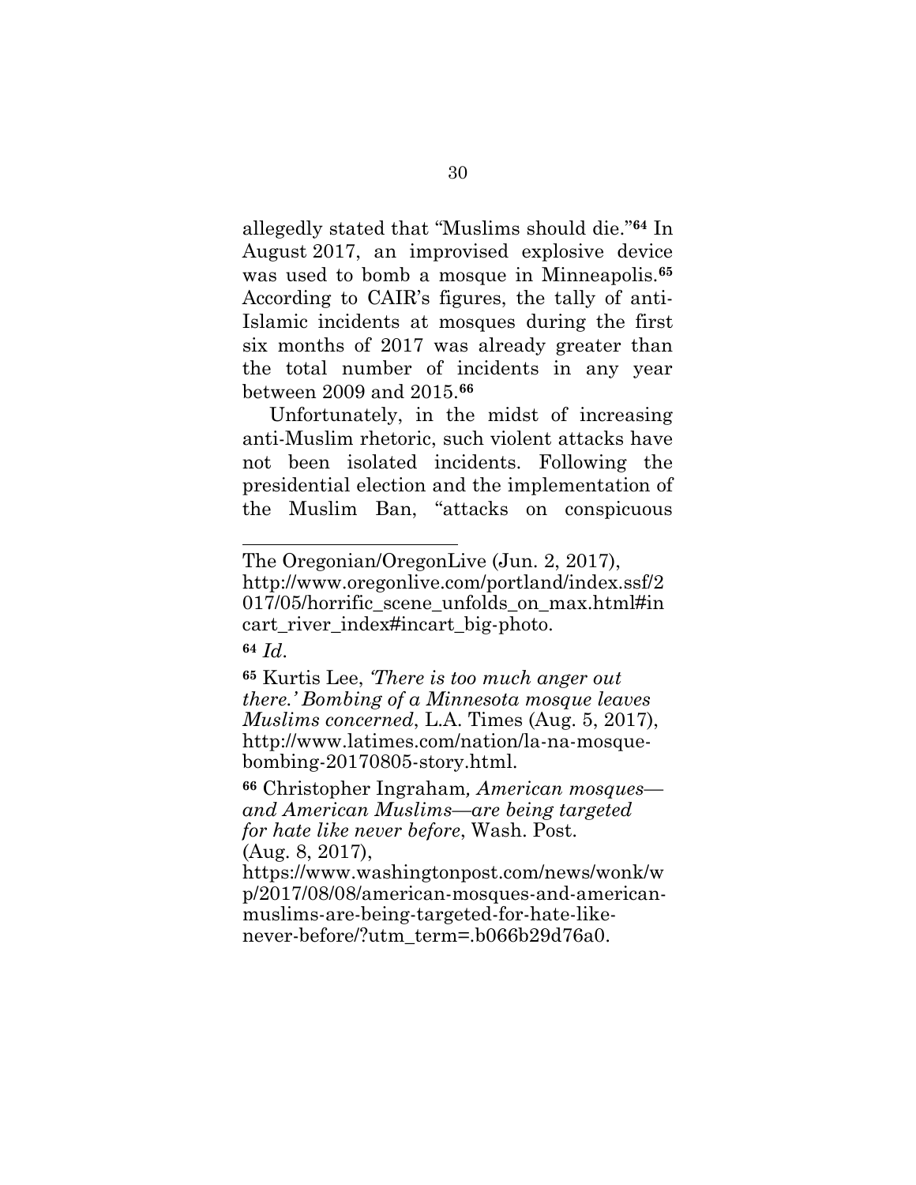allegedly stated that "Muslims should die."[64] In August 2017, an improvised explosive device was used to bomb a mosque in Minneapolis.[65] According to CAIR's figures, the tally of anti-Islamic incidents at mosques during the first six months of 2017 was already greater than the total number of incidents in any year between 2009 and 2015.[66]

Unfortunately, in the midst of increasing anti-Muslim rhetoric, such violent attacks have not been isolated incidents. Following the presidential election and the implementation of the Muslim Ban, "attacks on conspicuous

---

The Oregonian/OregonLive (Jun. 2, 2017), http://www.oregonlive.com/portland/index.ssf/2017/05/horrific_scene_unfolds_on_max.html#incart_river_index#incart_big-photo.

[64] *Id*.

[65] Kurtis Lee, *'There is too much anger out there.' Bombing of a Minnesota mosque leaves Muslims concerned*, L.A. Times (Aug. 5, 2017), http://www.latimes.com/nation/la-na-mosque-bombing-20170805-story.html.

[66] Christopher Ingraham*, American mosques—and American Muslims—are being targeted for hate like never before*, Wash. Post. (Aug. 8, 2017), https://www.washingtonpost.com/news/wonk/wp/2017/08/08/american-mosques-and-american-muslims-are-being-targeted-for-hate-like-never-before/?utm_term=.b066b29d76a0.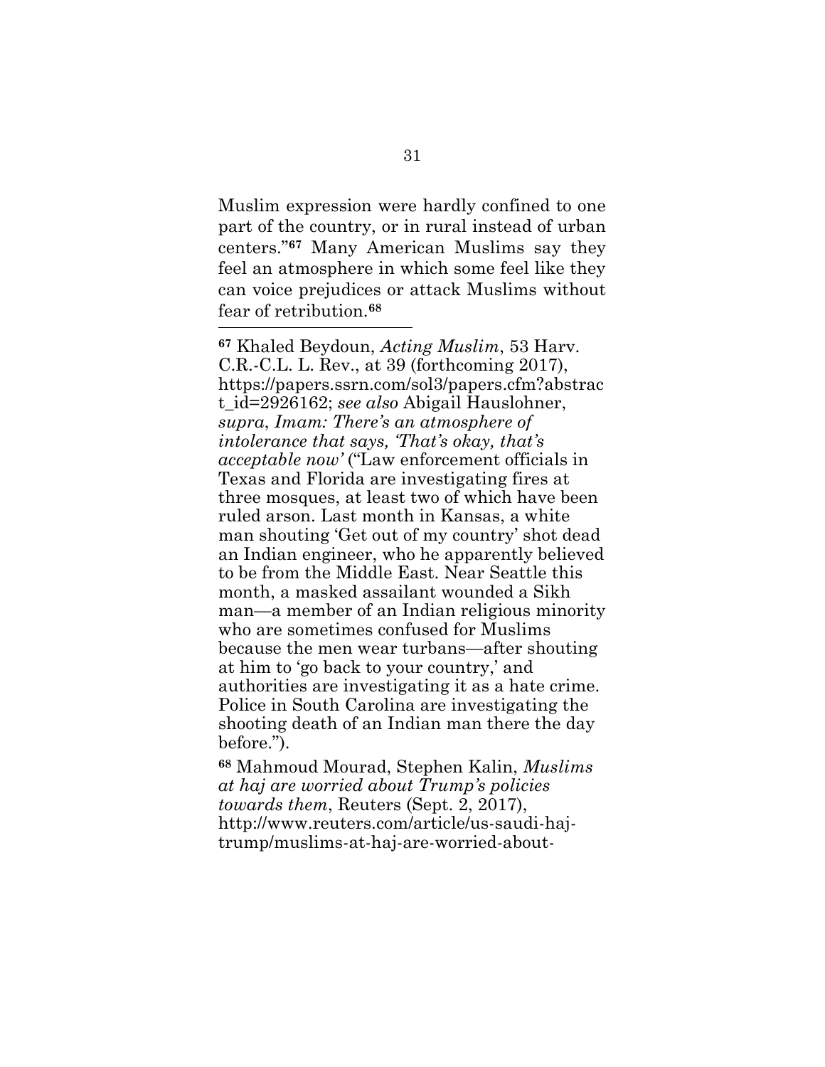Muslim expression were hardly confined to one part of the country, or in rural instead of urban centers."[67] Many American Muslims say they feel an atmosphere in which some feel like they can voice prejudices or attack Muslims without fear of retribution.[68]

---

[67] Khaled Beydoun, *Acting Muslim*, 53 Harv. C.R.-C.L. L. Rev., at 39 (forthcoming 2017), https://papers.ssrn.com/sol3/papers.cfm?abstract_id=2926162; *see also* Abigail Hauslohner, *supra*, *Imam: There's an atmosphere of intolerance that says, 'That's okay, that's acceptable now'* ("Law enforcement officials in Texas and Florida are investigating fires at three mosques, at least two of which have been ruled arson. Last month in Kansas, a white man shouting 'Get out of my country' shot dead an Indian engineer, who he apparently believed to be from the Middle East. Near Seattle this month, a masked assailant wounded a Sikh man—a member of an Indian religious minority who are sometimes confused for Muslims because the men wear turbans—after shouting at him to 'go back to your country,' and authorities are investigating it as a hate crime. Police in South Carolina are investigating the shooting death of an Indian man there the day before.").

[68] Mahmoud Mourad, Stephen Kalin, *Muslims at haj are worried about Trump's policies towards them*, Reuters (Sept. 2, 2017), http://www.reuters.com/article/us-saudi-haj-trump/muslims-at-haj-are-worried-about-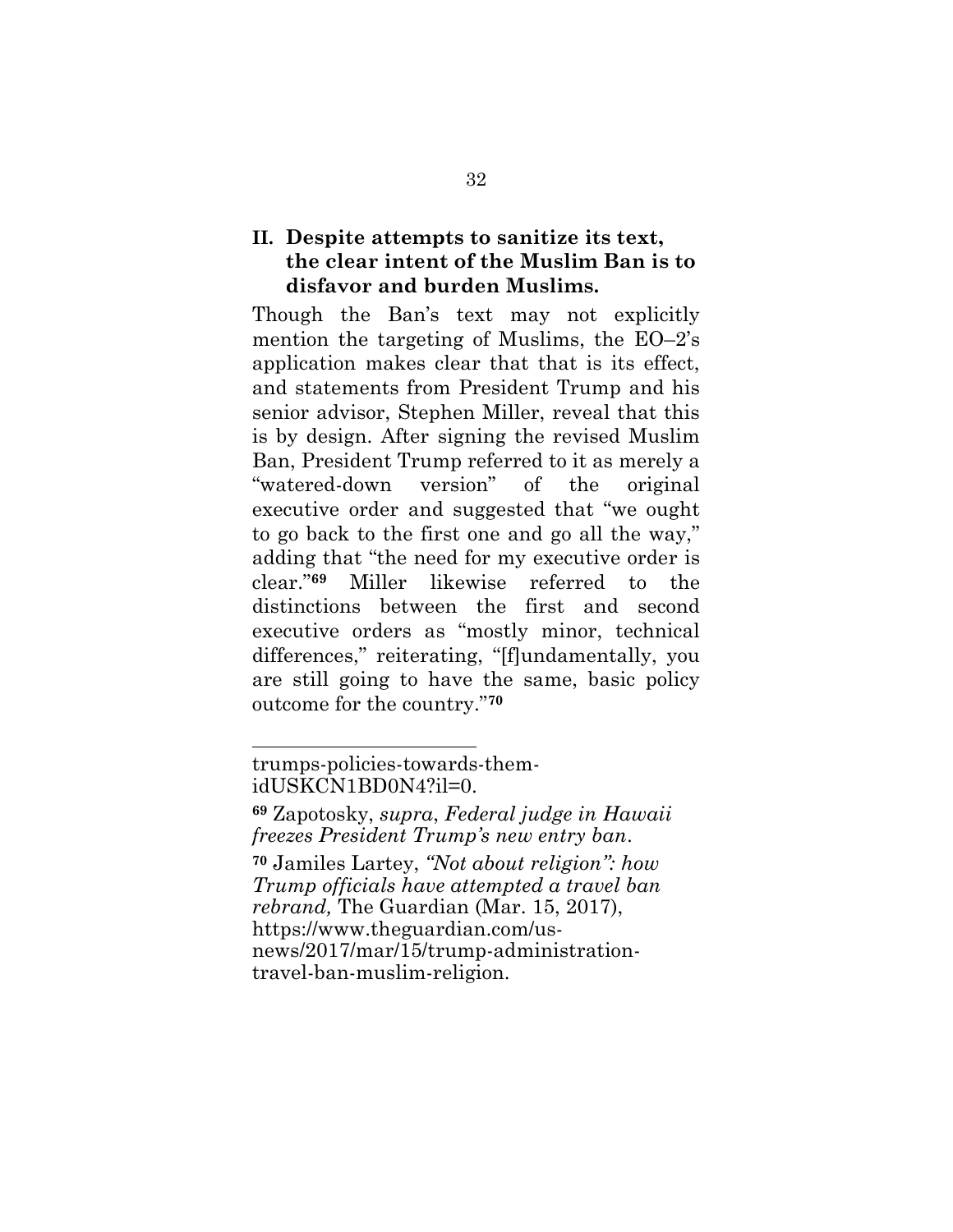## II. Despite attempts to sanitize its text, the clear intent of the Muslim Ban is to disfavor and burden Muslims.

Though the Ban's text may not explicitly mention the targeting of Muslims, the EO–2's application makes clear that that is its effect, and statements from President Trump and his senior advisor, Stephen Miller, reveal that this is by design. After signing the revised Muslim Ban, President Trump referred to it as merely a "watered-down version" of the original executive order and suggested that "we ought to go back to the first one and go all the way," adding that "the need for my executive order is clear."[69] Miller likewise referred to the distinctions between the first and second executive orders as "mostly minor, technical differences," reiterating, "[f]undamentally, you are still going to have the same, basic policy outcome for the country."[70]

---

trumps-policies-towards-them-idUSKCN1BD0N4?il=0.

[69] Zapotosky, *supra*, *Federal judge in Hawaii freezes President Trump's new entry ban*.

[70] Jamiles Lartey, *"Not about religion": how Trump officials have attempted a travel ban rebrand,* The Guardian (Mar. 15, 2017), https://www.theguardian.com/us-news/2017/mar/15/trump-administration-travel-ban-muslim-religion.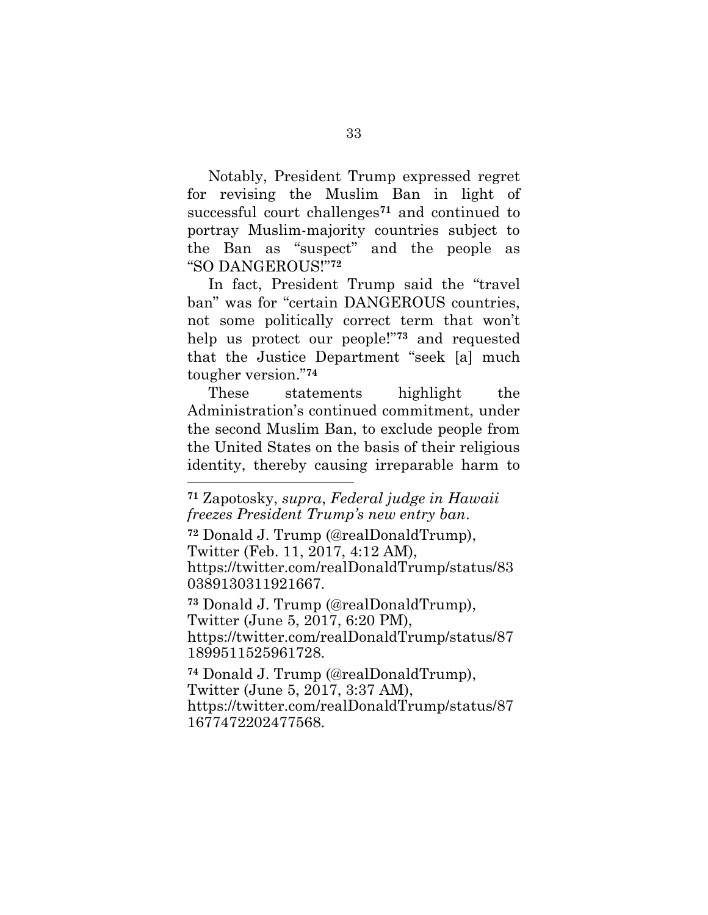Notably, President Trump expressed regret for revising the Muslim Ban in light of successful court challenges[71] and continued to portray Muslim-majority countries subject to the Ban as "suspect" and the people as "SO DANGEROUS!"[72]

In fact, President Trump said the "travel ban" was for "certain DANGEROUS countries, not some politically correct term that won't help us protect our people!"[73] and requested that the Justice Department "seek [a] much tougher version."[74]

These statements highlight the Administration's continued commitment, under the second Muslim Ban, to exclude people from the United States on the basis of their religious identity, thereby causing irreparable harm to

---

[71] Zapotosky, *supra*, *Federal judge in Hawaii freezes President Trump's new entry ban*.

[72] Donald J. Trump (@realDonaldTrump), Twitter (Feb. 11, 2017, 4:12 AM), https://twitter.com/realDonaldTrump/status/830389130311921667.

[73] Donald J. Trump (@realDonaldTrump), Twitter (June 5, 2017, 6:20 PM), https://twitter.com/realDonaldTrump/status/871899511525961728.

[74] Donald J. Trump (@realDonaldTrump), Twitter (June 5, 2017, 3:37 AM), https://twitter.com/realDonaldTrump/status/871677472202477568.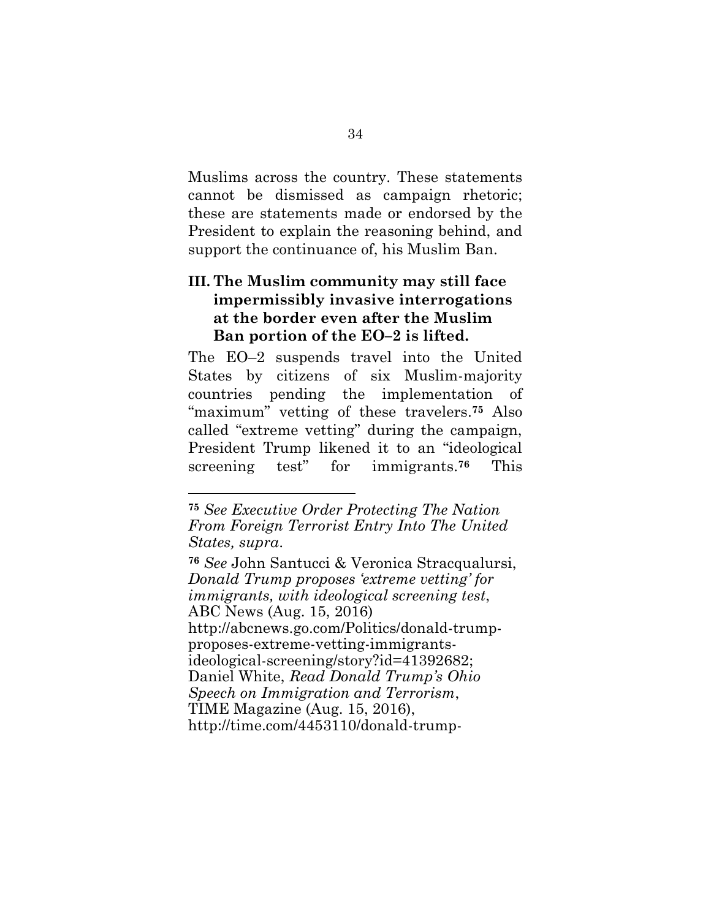Muslims across the country. These statements cannot be dismissed as campaign rhetoric; these are statements made or endorsed by the President to explain the reasoning behind, and support the continuance of, his Muslim Ban.

### III. The Muslim community may still face impermissibly invasive interrogations at the border even after the Muslim Ban portion of the EO–2 is lifted.

The EO–2 suspends travel into the United States by citizens of six Muslim-majority countries pending the implementation of "maximum" vetting of these travelers.[75] Also called "extreme vetting" during the campaign, President Trump likened it to an "ideological screening test" for immigrants.[76] This

---

[75] *See Executive Order Protecting The Nation From Foreign Terrorist Entry Into The United States, supra*.

[76] *See* John Santucci & Veronica Stracqualursi, *Donald Trump proposes 'extreme vetting' for immigrants, with ideological screening test*, ABC News (Aug. 15, 2016) http://abcnews.go.com/Politics/donald-trump-proposes-extreme-vetting-immigrants-ideological-screening/story?id=41392682; Daniel White, *Read Donald Trump's Ohio Speech on Immigration and Terrorism*, TIME Magazine (Aug. 15, 2016), http://time.com/4453110/donald-trump-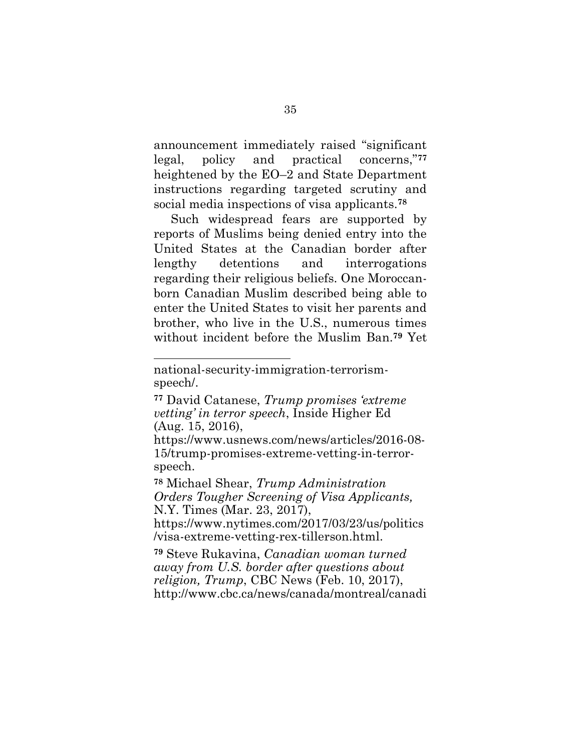announcement immediately raised "significant legal, policy and practical concerns,"[77] heightened by the EO–2 and State Department instructions regarding targeted scrutiny and social media inspections of visa applicants.[78]

Such widespread fears are supported by reports of Muslims being denied entry into the United States at the Canadian border after lengthy detentions and interrogations regarding their religious beliefs. One Moroccan-born Canadian Muslim described being able to enter the United States to visit her parents and brother, who live in the U.S., numerous times without incident before the Muslim Ban.[79] Yet

---

national-security-immigration-terrorism-speech/.

[77] David Catanese, *Trump promises 'extreme vetting' in terror speech*, Inside Higher Ed (Aug. 15, 2016), https://www.usnews.com/news/articles/2016-08-15/trump-promises-extreme-vetting-in-terror-speech.

[78] Michael Shear, *Trump Administration Orders Tougher Screening of Visa Applicants,* N.Y. Times (Mar. 23, 2017), https://www.nytimes.com/2017/03/23/us/politics/visa-extreme-vetting-rex-tillerson.html.

[79] Steve Rukavina, *Canadian woman turned away from U.S. border after questions about religion, Trump*, CBC News (Feb. 10, 2017), http://www.cbc.ca/news/canada/montreal/canadi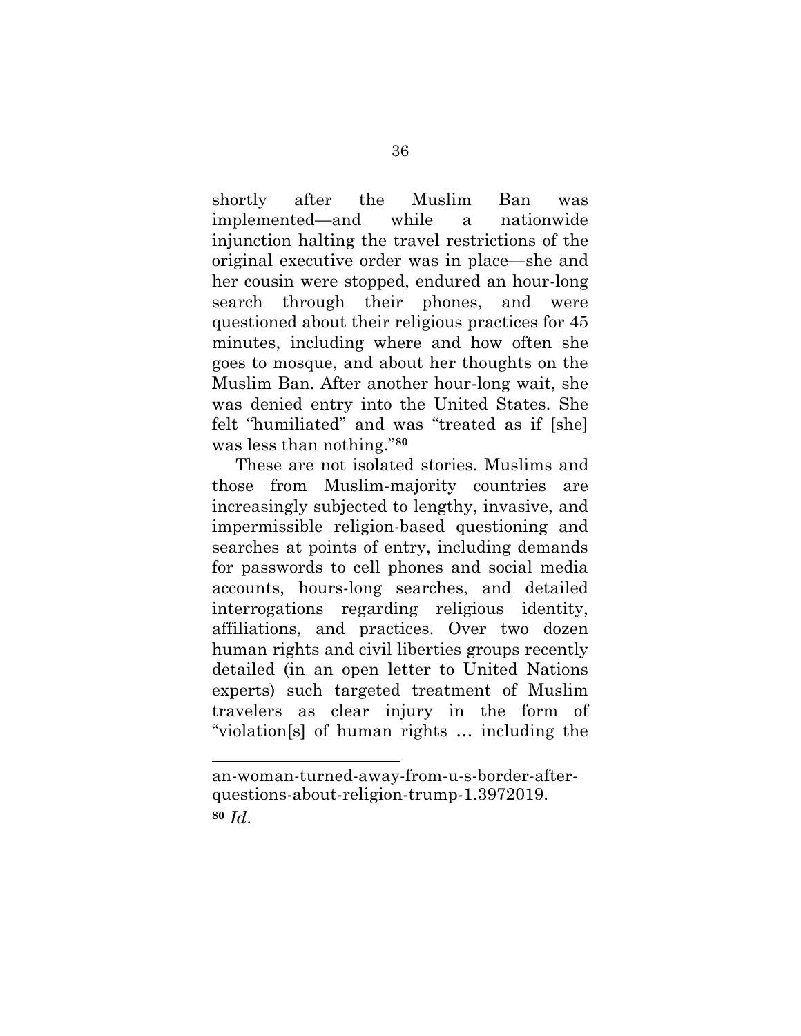shortly after the Muslim Ban was implemented—and while a nationwide injunction halting the travel restrictions of the original executive order was in place—she and her cousin were stopped, endured an hour-long search through their phones, and were questioned about their religious practices for 45 minutes, including where and how often she goes to mosque, and about her thoughts on the Muslim Ban. After another hour-long wait, she was denied entry into the United States. She felt "humiliated" and was "treated as if [she] was less than nothing."[80]

These are not isolated stories. Muslims and those from Muslim-majority countries are increasingly subjected to lengthy, invasive, and impermissible religion-based questioning and searches at points of entry, including demands for passwords to cell phones and social media accounts, hours-long searches, and detailed interrogations regarding religious identity, affiliations, and practices. Over two dozen human rights and civil liberties groups recently detailed (in an open letter to United Nations experts) such targeted treatment of Muslim travelers as clear injury in the form of "violation[s] of human rights … including the

---

an-woman-turned-away-from-u-s-border-after-questions-about-religion-trump-1.3972019.

[80] *Id.*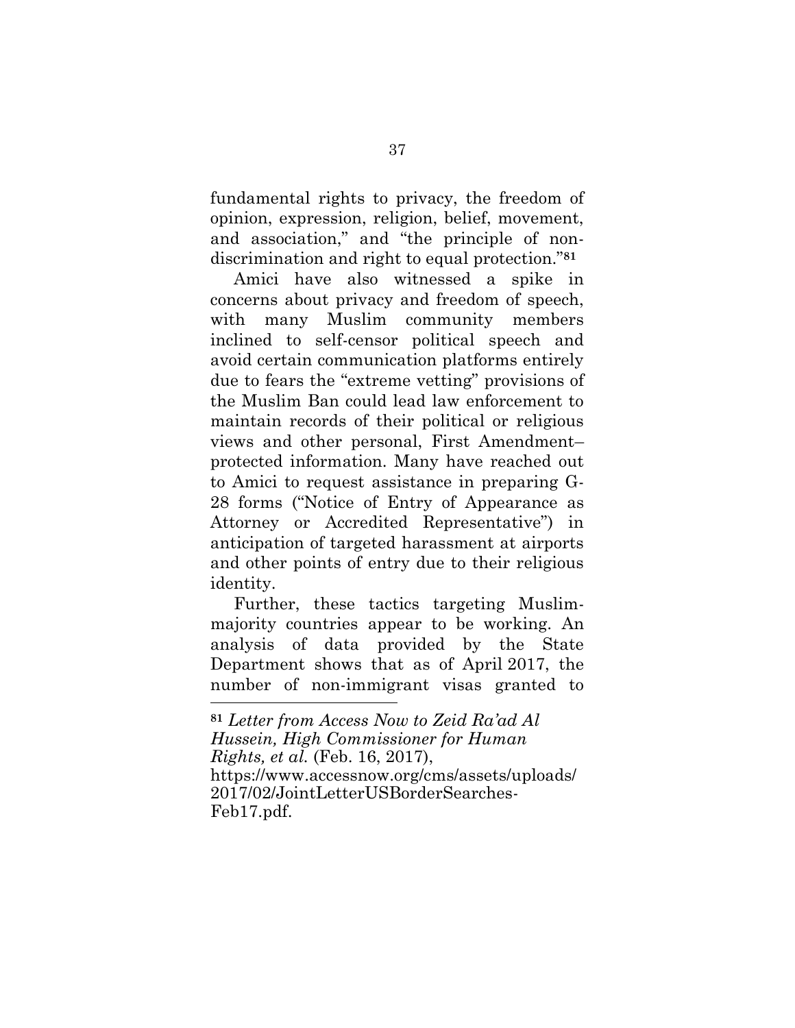fundamental rights to privacy, the freedom of opinion, expression, religion, belief, movement, and association," and "the principle of non-discrimination and right to equal protection."[81]

Amici have also witnessed a spike in concerns about privacy and freedom of speech, with many Muslim community members inclined to self-censor political speech and avoid certain communication platforms entirely due to fears the "extreme vetting" provisions of the Muslim Ban could lead law enforcement to maintain records of their political or religious views and other personal, First Amendment–protected information. Many have reached out to Amici to request assistance in preparing G-28 forms ("Notice of Entry of Appearance as Attorney or Accredited Representative") in anticipation of targeted harassment at airports and other points of entry due to their religious identity.

Further, these tactics targeting Muslim-majority countries appear to be working. An analysis of data provided by the State Department shows that as of April 2017, the number of non-immigrant visas granted to

---

[81] *Letter from Access Now to Zeid Ra'ad Al Hussein, High Commissioner for Human Rights, et al.* (Feb. 16, 2017), https://www.accessnow.org/cms/assets/uploads/2017/02/JointLetterUSBorderSearches-Feb17.pdf.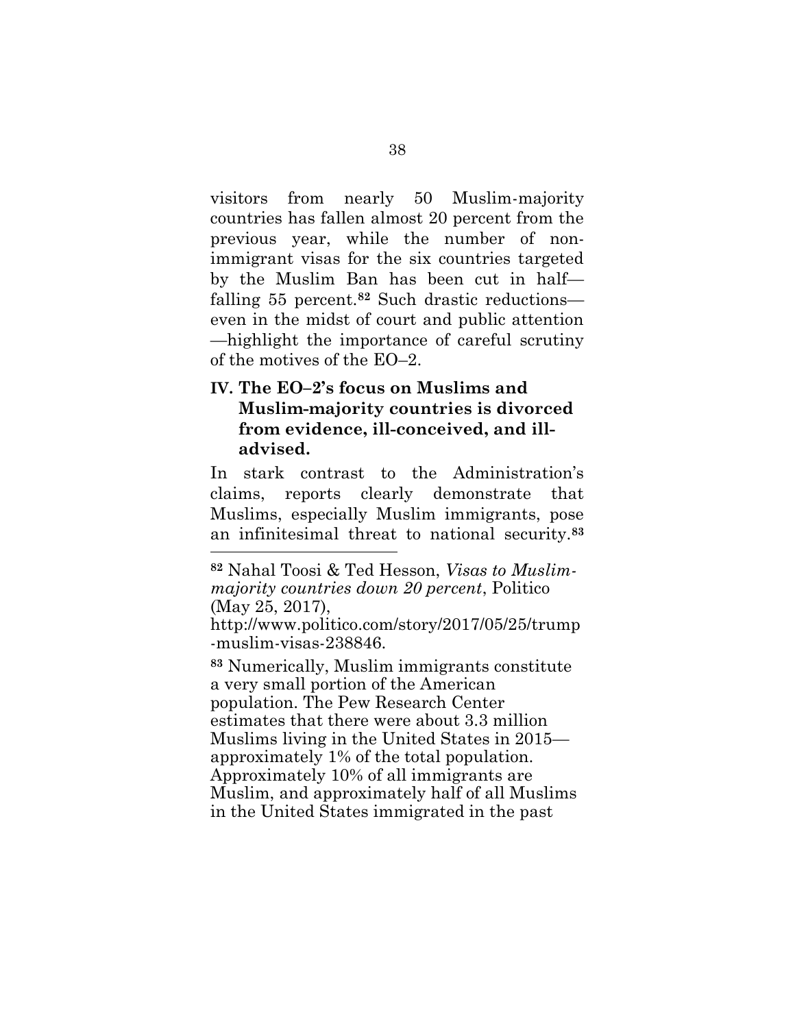visitors from nearly 50 Muslim-majority countries has fallen almost 20 percent from the previous year, while the number of non-immigrant visas for the six countries targeted by the Muslim Ban has been cut in half—falling 55 percent.[82] Such drastic reductions—even in the midst of court and public attention—highlight the importance of careful scrutiny of the motives of the EO–2.

### IV. The EO–2's focus on Muslims and Muslim-majority countries is divorced from evidence, ill-conceived, and ill-advised.

In stark contrast to the Administration's claims, reports clearly demonstrate that Muslims, especially Muslim immigrants, pose an infinitesimal threat to national security.[83]

---

[82] Nahal Toosi & Ted Hesson, *Visas to Muslim-majority countries down 20 percent*, Politico (May 25, 2017), http://www.politico.com/story/2017/05/25/trump-muslim-visas-238846.

[83] Numerically, Muslim immigrants constitute a very small portion of the American population. The Pew Research Center estimates that there were about 3.3 million Muslims living in the United States in 2015—approximately 1% of the total population. Approximately 10% of all immigrants are Muslim, and approximately half of all Muslims in the United States immigrated in the past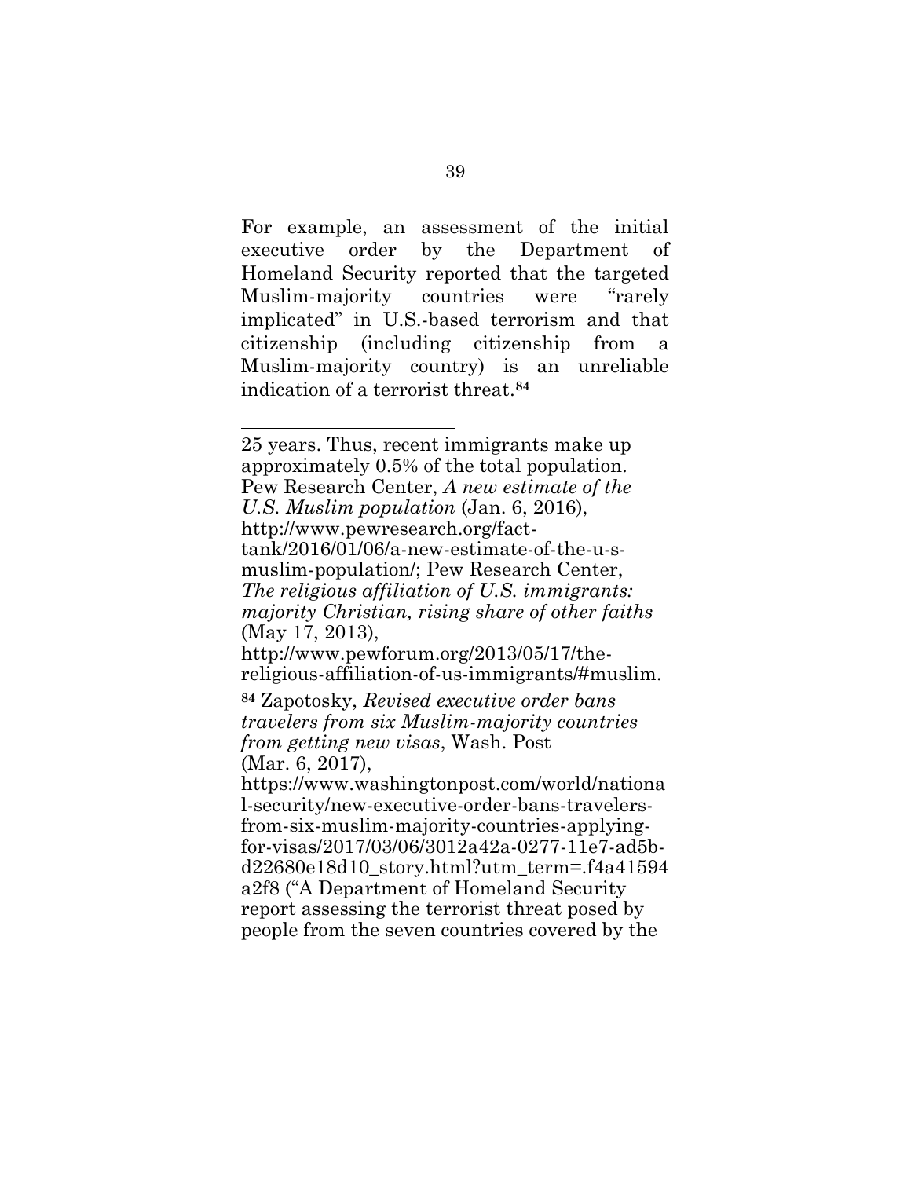For example, an assessment of the initial executive order by the Department of Homeland Security reported that the targeted Muslim-majority countries were "rarely implicated" in U.S.-based terrorism and that citizenship (including citizenship from a Muslim-majority country) is an unreliable indication of a terrorist threat.[84]

---

25 years. Thus, recent immigrants make up approximately 0.5% of the total population. Pew Research Center, *A new estimate of the U.S. Muslim population* (Jan. 6, 2016), http://www.pewresearch.org/fact-tank/2016/01/06/a-new-estimate-of-the-u-s-muslim-population/; Pew Research Center, *The religious affiliation of U.S. immigrants: majority Christian, rising share of other faiths* (May 17, 2013), http://www.pewforum.org/2013/05/17/the-religious-affiliation-of-us-immigrants/#muslim.

[84] Zapotosky, *Revised executive order bans travelers from six Muslim-majority countries from getting new visas*, Wash. Post (Mar. 6, 2017), https://www.washingtonpost.com/world/national-security/new-executive-order-bans-travelers-from-six-muslim-majority-countries-applying-for-visas/2017/03/06/3012a42a-0277-11e7-ad5b-d22680e18d10_story.html?utm_term=.f4a41594a2f8 ("A Department of Homeland Security report assessing the terrorist threat posed by people from the seven countries covered by the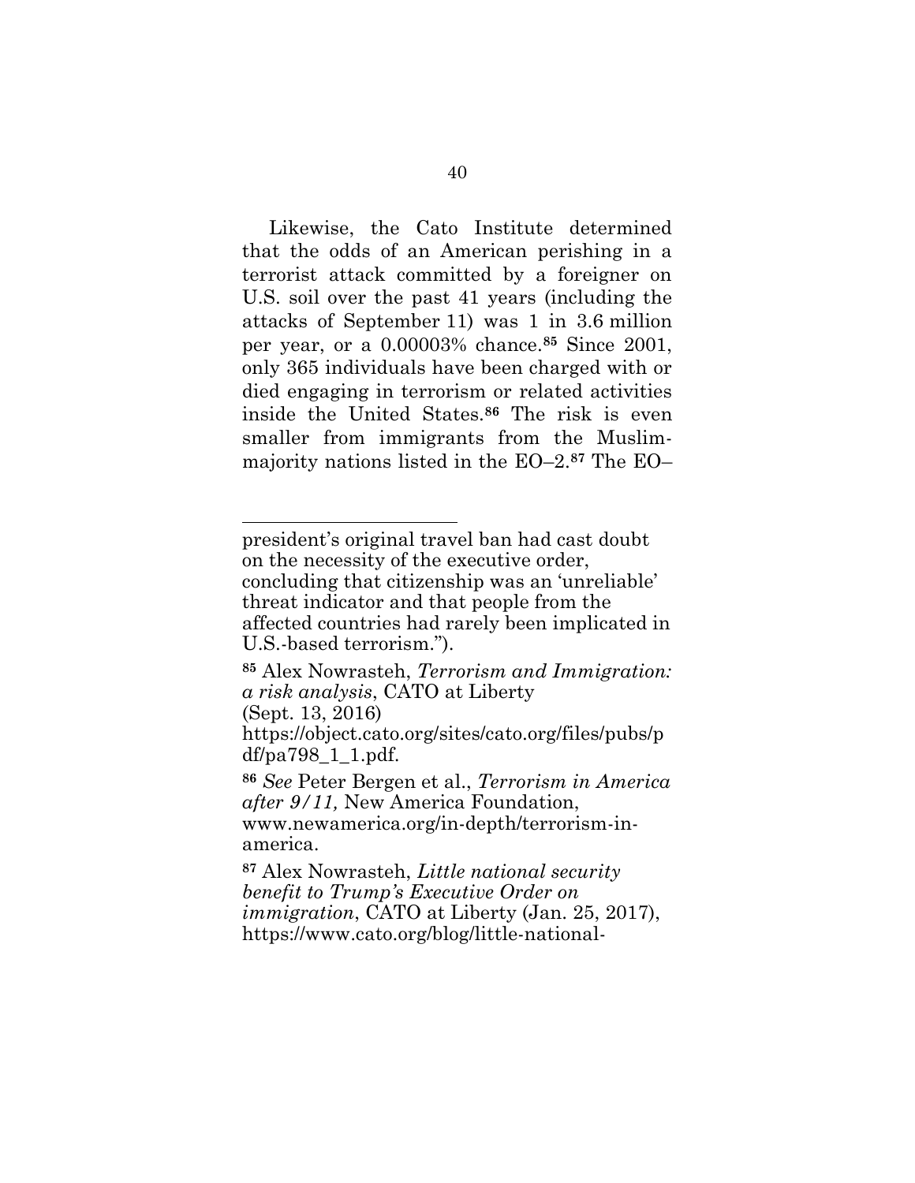Likewise, the Cato Institute determined that the odds of an American perishing in a terrorist attack committed by a foreigner on U.S. soil over the past 41 years (including the attacks of September 11) was 1 in 3.6 million per year, or a 0.00003% chance.[85] Since 2001, only 365 individuals have been charged with or died engaging in terrorism or related activities inside the United States.[86] The risk is even smaller from immigrants from the Muslim-majority nations listed in the EO–2.[87] The EO–

---

president's original travel ban had cast doubt on the necessity of the executive order, concluding that citizenship was an 'unreliable' threat indicator and that people from the affected countries had rarely been implicated in U.S.-based terrorism.").

[85] Alex Nowrasteh, *Terrorism and Immigration: a risk analysis*, CATO at Liberty (Sept. 13, 2016) https://object.cato.org/sites/cato.org/files/pubs/pdf/pa798_1_1.pdf.

[86] *See* Peter Bergen et al., *Terrorism in America after 9/11,* New America Foundation, www.newamerica.org/in-depth/terrorism-in-america.

[87] Alex Nowrasteh, *Little national security benefit to Trump's Executive Order on immigration*, CATO at Liberty (Jan. 25, 2017), https://www.cato.org/blog/little-national-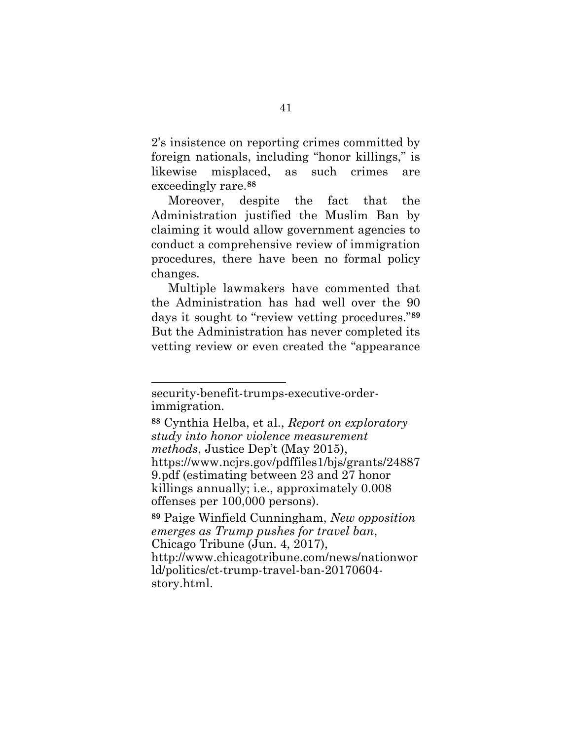2's insistence on reporting crimes committed by foreign nationals, including "honor killings," is likewise misplaced, as such crimes are exceedingly rare.[88]

Moreover, despite the fact that the Administration justified the Muslim Ban by claiming it would allow government agencies to conduct a comprehensive review of immigration procedures, there have been no formal policy changes.

Multiple lawmakers have commented that the Administration has had well over the 90 days it sought to "review vetting procedures."[89] But the Administration has never completed its vetting review or even created the "appearance

---

security-benefit-trumps-executive-order-immigration.

[88] Cynthia Helba, et al., *Report on exploratory study into honor violence measurement methods*, Justice Dep't (May 2015), https://www.ncjrs.gov/pdffiles1/bjs/grants/248879.pdf (estimating between 23 and 27 honor killings annually; i.e., approximately 0.008 offenses per 100,000 persons).

[89] Paige Winfield Cunningham, *New opposition emerges as Trump pushes for travel ban*, Chicago Tribune (Jun. 4, 2017), http://www.chicagotribune.com/news/nationworld/politics/ct-trump-travel-ban-20170604-story.html.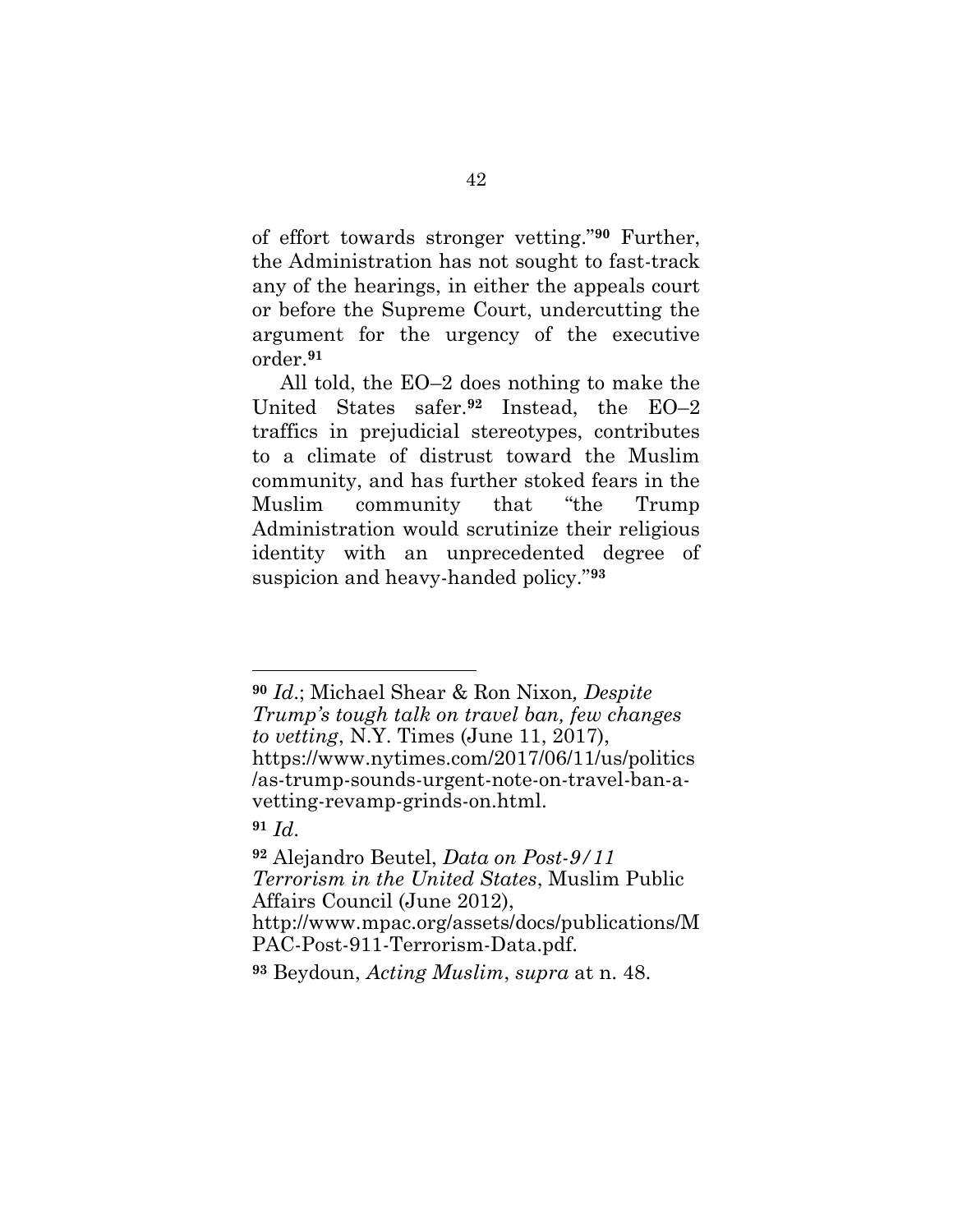of effort towards stronger vetting."[90] Further, the Administration has not sought to fast-track any of the hearings, in either the appeals court or before the Supreme Court, undercutting the argument for the urgency of the executive order.[91]

All told, the EO–2 does nothing to make the United States safer.[92] Instead, the EO–2 traffics in prejudicial stereotypes, contributes to a climate of distrust toward the Muslim community, and has further stoked fears in the Muslim community that "the Trump Administration would scrutinize their religious identity with an unprecedented degree of suspicion and heavy-handed policy."[93]

---

[90] *Id*.; Michael Shear & Ron Nixon*, Despite Trump's tough talk on travel ban, few changes to vetting*, N.Y. Times (June 11, 2017), https://www.nytimes.com/2017/06/11/us/politics/as-trump-sounds-urgent-note-on-travel-ban-a-vetting-revamp-grinds-on.html.

[91] *Id*.

[92] Alejandro Beutel, *Data on Post-9/11 Terrorism in the United States*, Muslim Public Affairs Council (June 2012), http://www.mpac.org/assets/docs/publications/MPAC-Post-911-Terrorism-Data.pdf.

[93] Beydoun, *Acting Muslim*, *supra* at n. 48.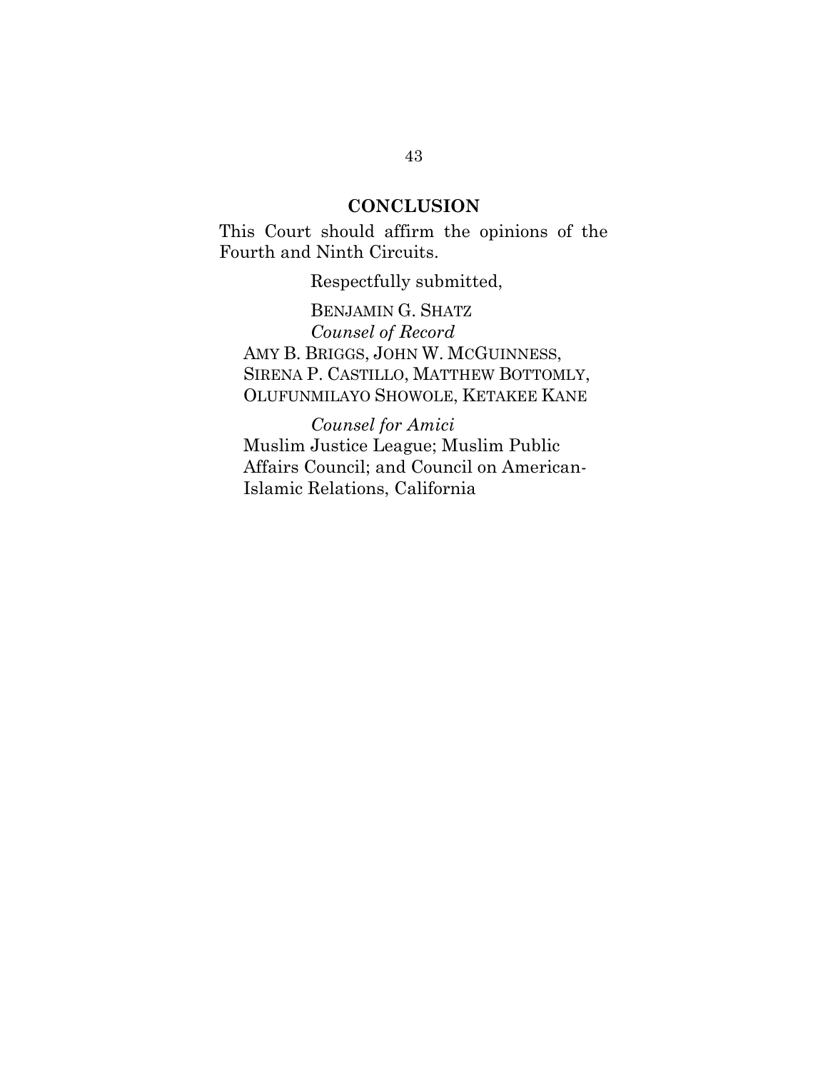## CONCLUSION

This Court should affirm the opinions of the Fourth and Ninth Circuits.

Respectfully submitted,

BENJAMIN G. SHATZ
*Counsel of Record*
AMY B. BRIGGS, JOHN W. MCGUINNESS,
SIRENA P. CASTILLO, MATTHEW BOTTOMLY,
OLUFUNMILAYO SHOWOLE, KETAKEE KANE

*Counsel for Amici*
Muslim Justice League; Muslim Public Affairs Council; and Council on American-Islamic Relations, California